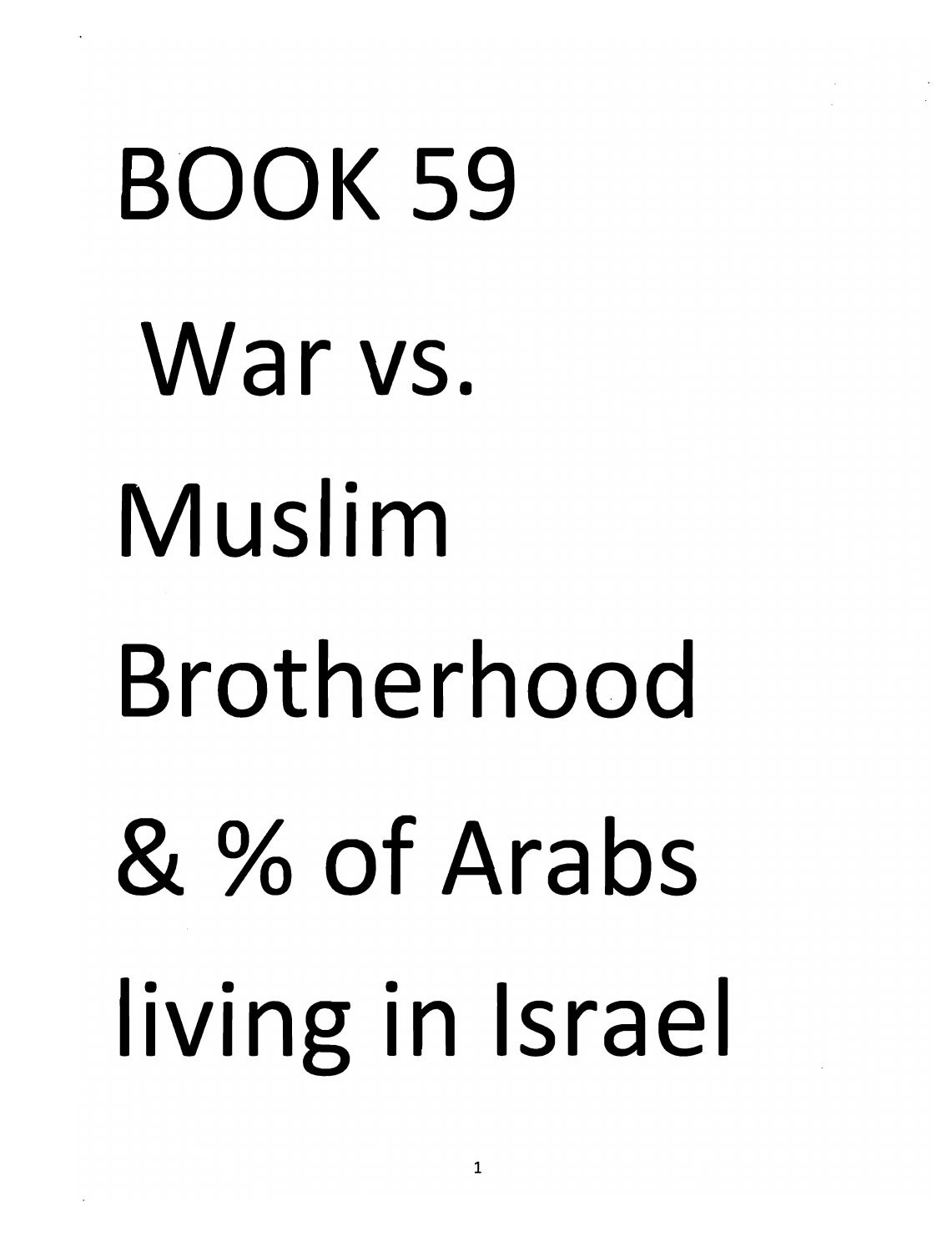# BOOK 59

# War vs. Muslim Brotherhood & % of Arabs living in Israel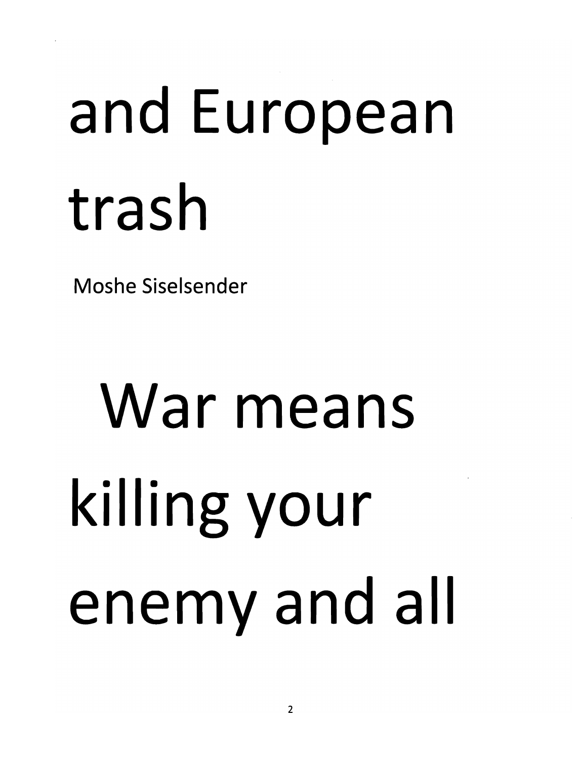and European trash

Moshe Siselsender

War means killing your enemy and all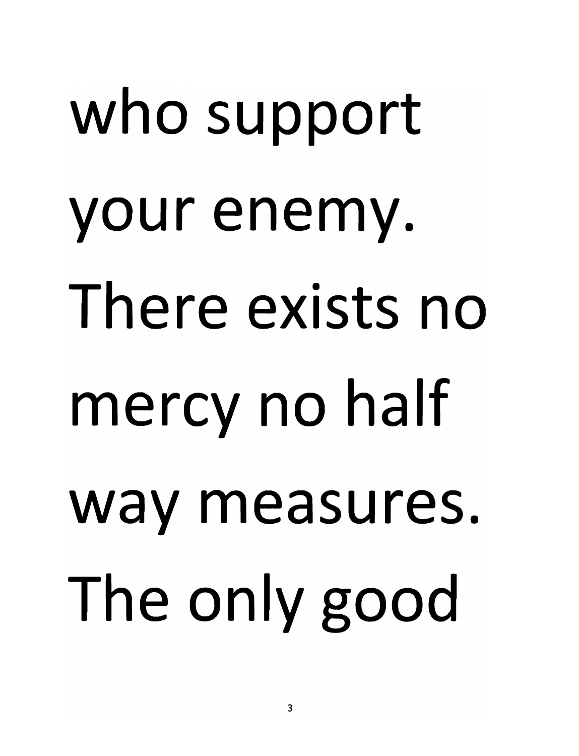who support your enemy. There exists no mercy no half way measures. The only good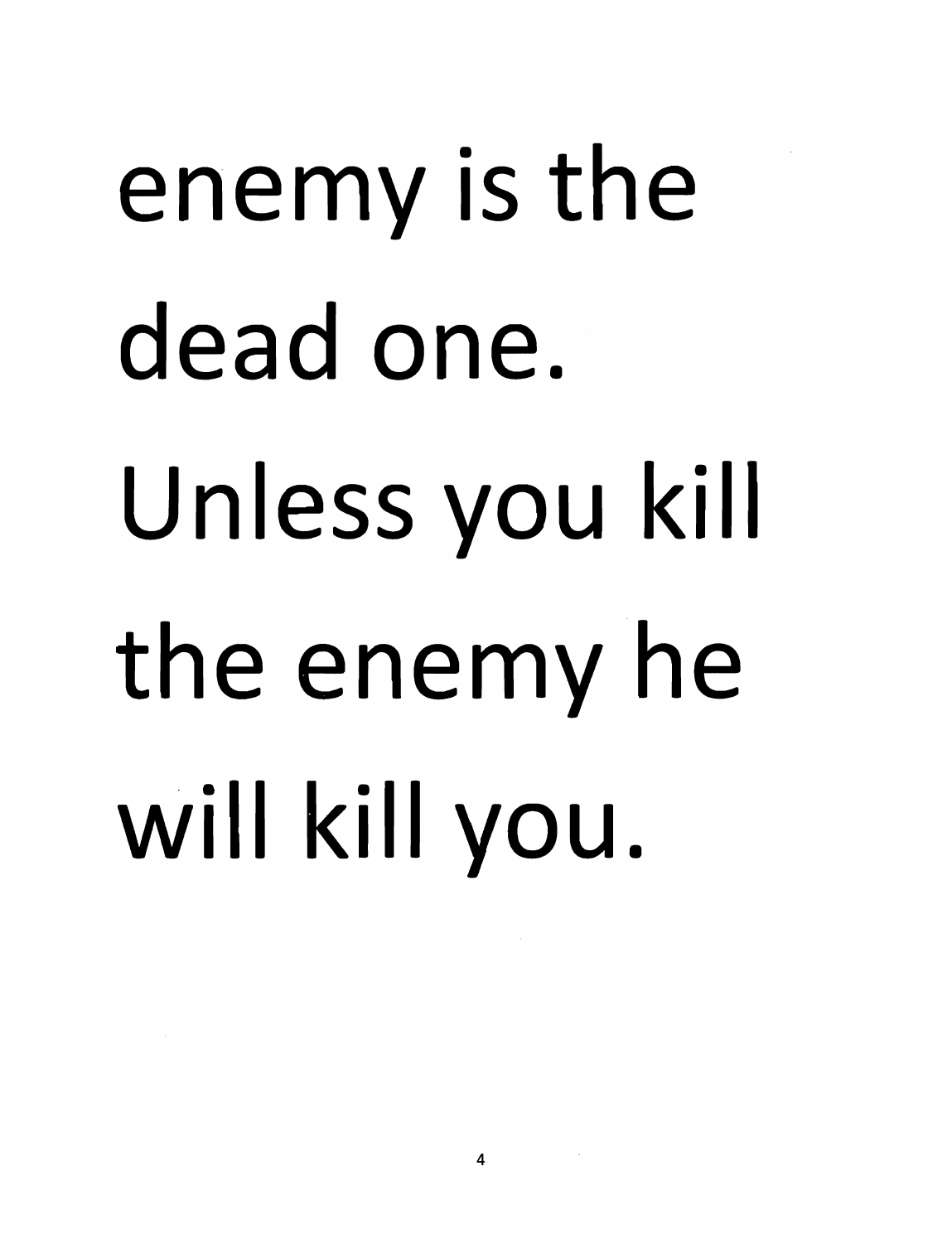enemy is the dead one. Unless you kill the enemy he will kill you.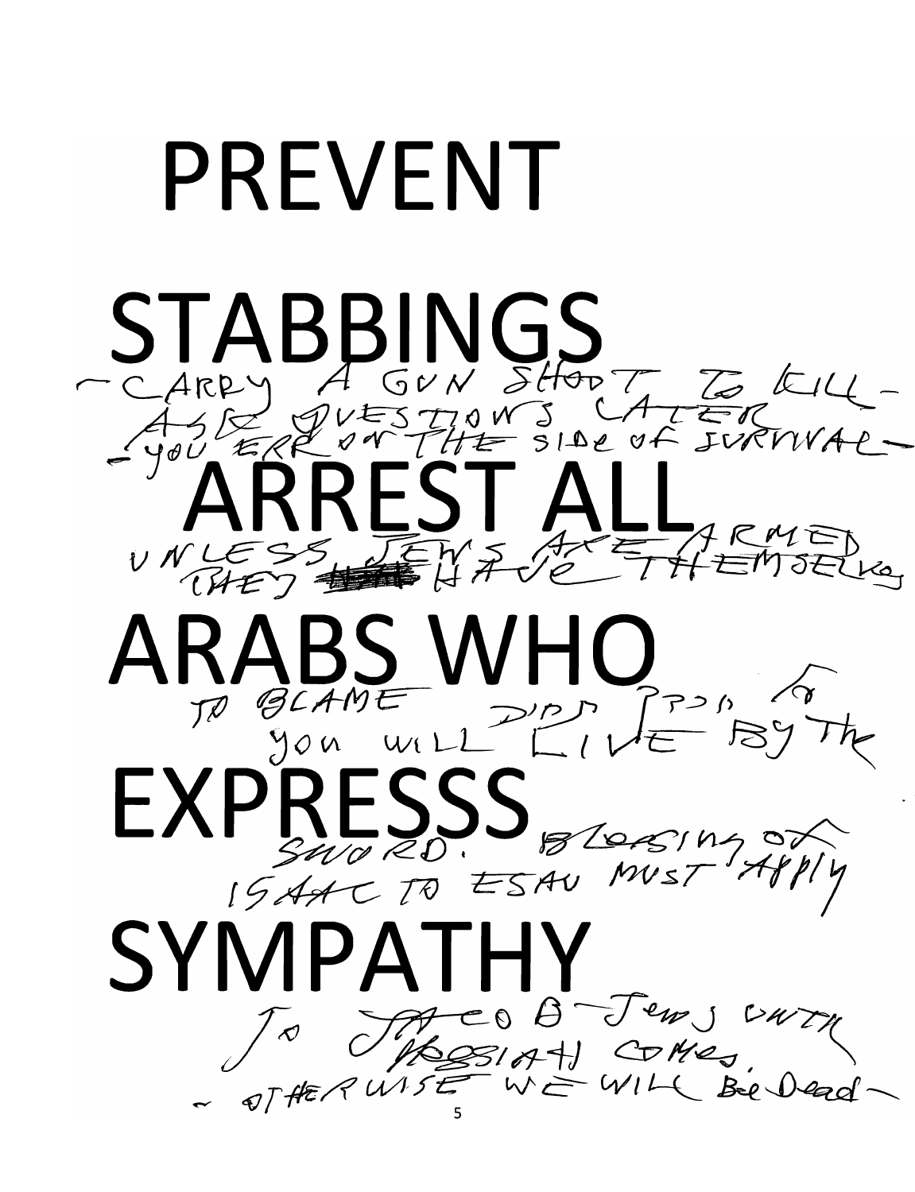# PREVENT

# STABBINGS

- CARRY A GUN SHOOT TO KILL -
ASK QUESTIONS LATER
- YOU ERR ON THE SIDE OF SURVIVAL -

# ARREST ALL

UNLESS JEWS ARE ARMED
THEY ~~HAVE~~ HAVE THEMSELVES

# ARABS WHO

TO BLAME    על חרבך    for
you will LIVE BY THE

# EXPRESSS

SWORD. BLESSING OF
ISAAC TO ESAU MUST APPLY

# SYMPATHY

TO JACOB - JEWS UNTIL
MESSIAH COMES.
- OTHERWISE WE WILL Be Dead -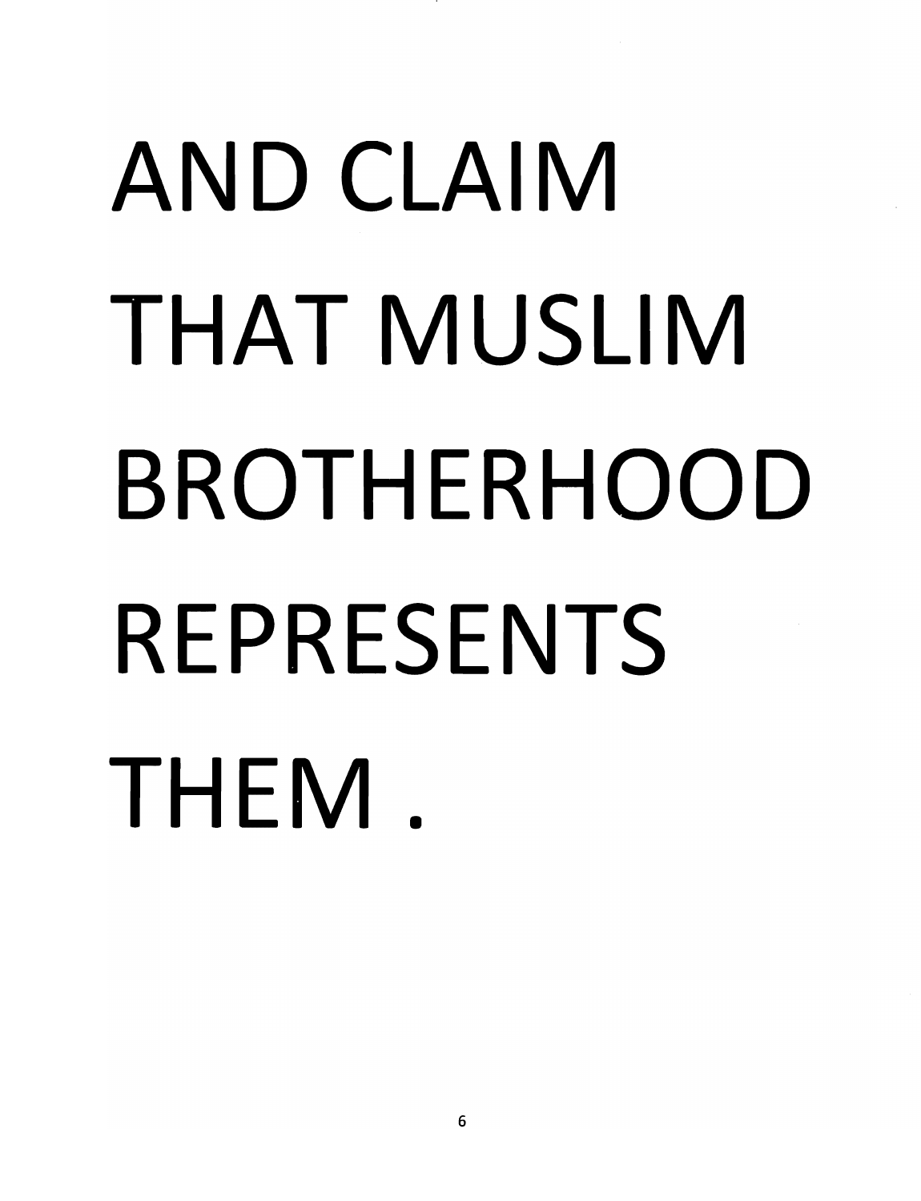AND CLAIM THAT MUSLIM BROTHERHOOD REPRESENTS THEM .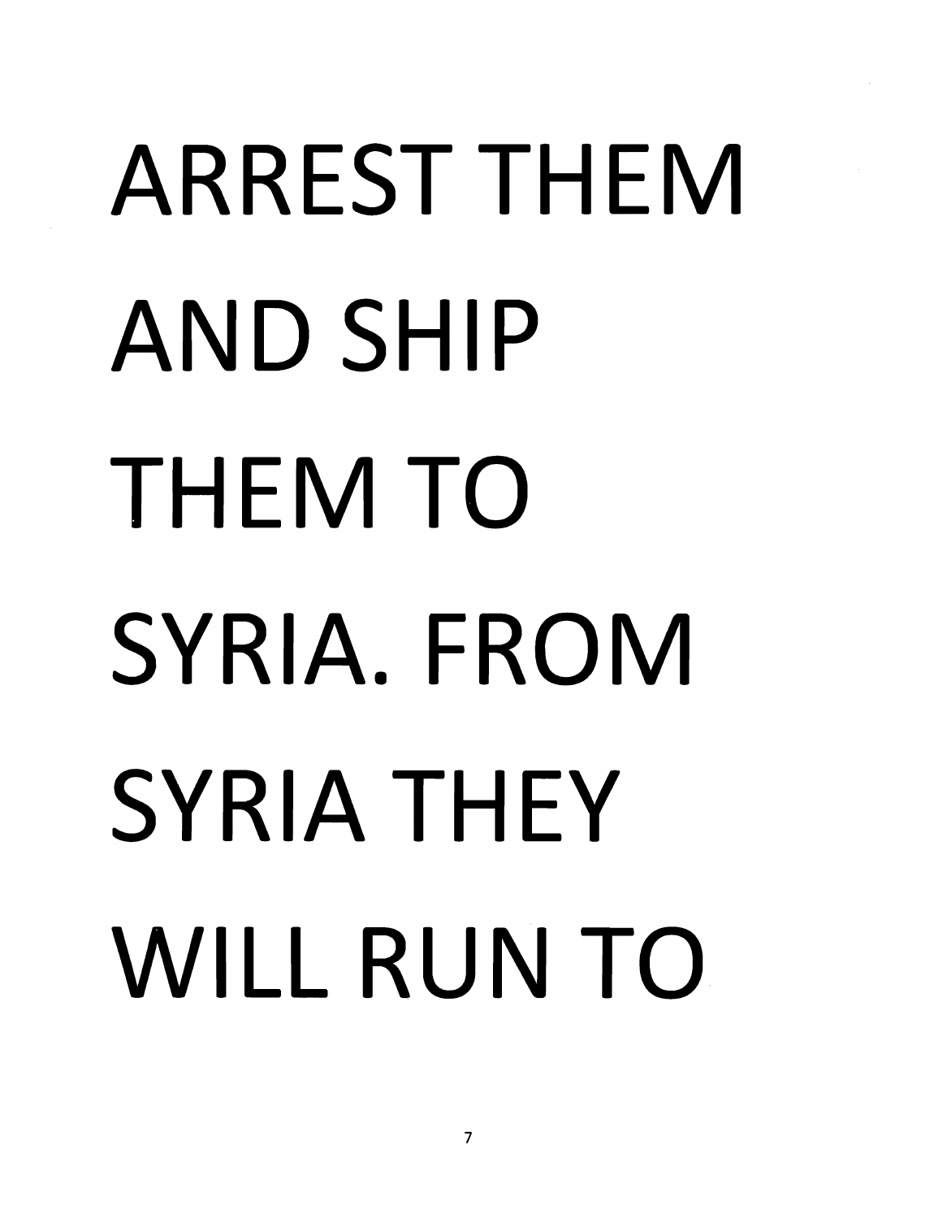ARREST THEM AND SHIP THEM TO SYRIA. FROM SYRIA THEY WILL RUN TO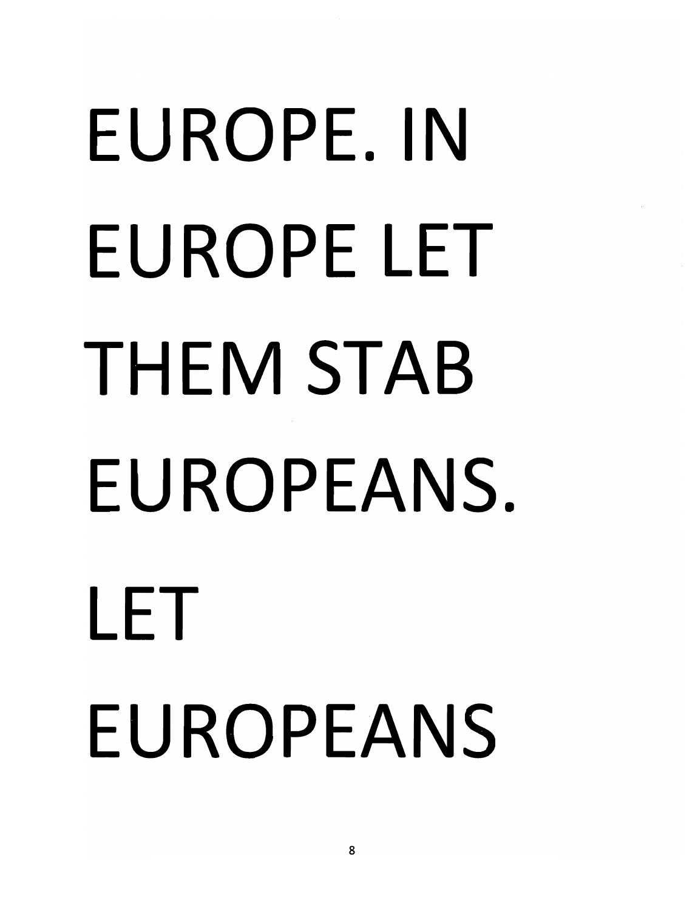EUROPE. IN EUROPE LET THEM STAB EUROPEANS. LET EUROPEANS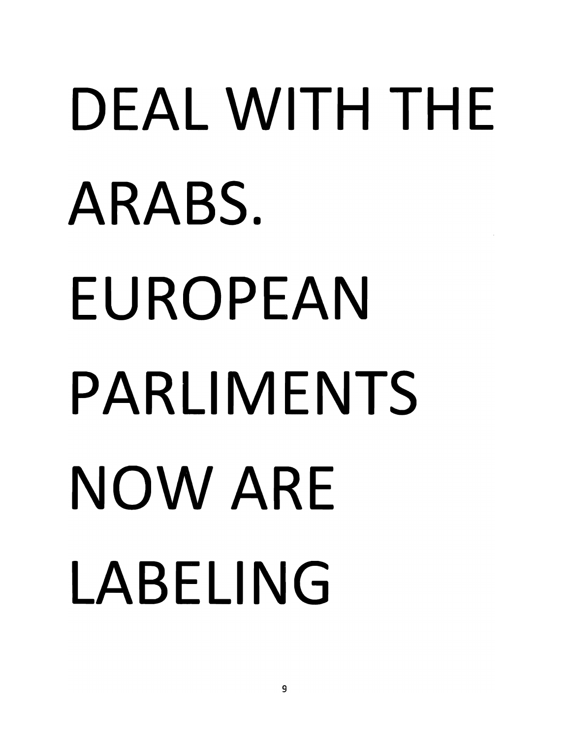DEAL WITH THE ARABS. EUROPEAN PARLIMENTS NOW ARE LABELING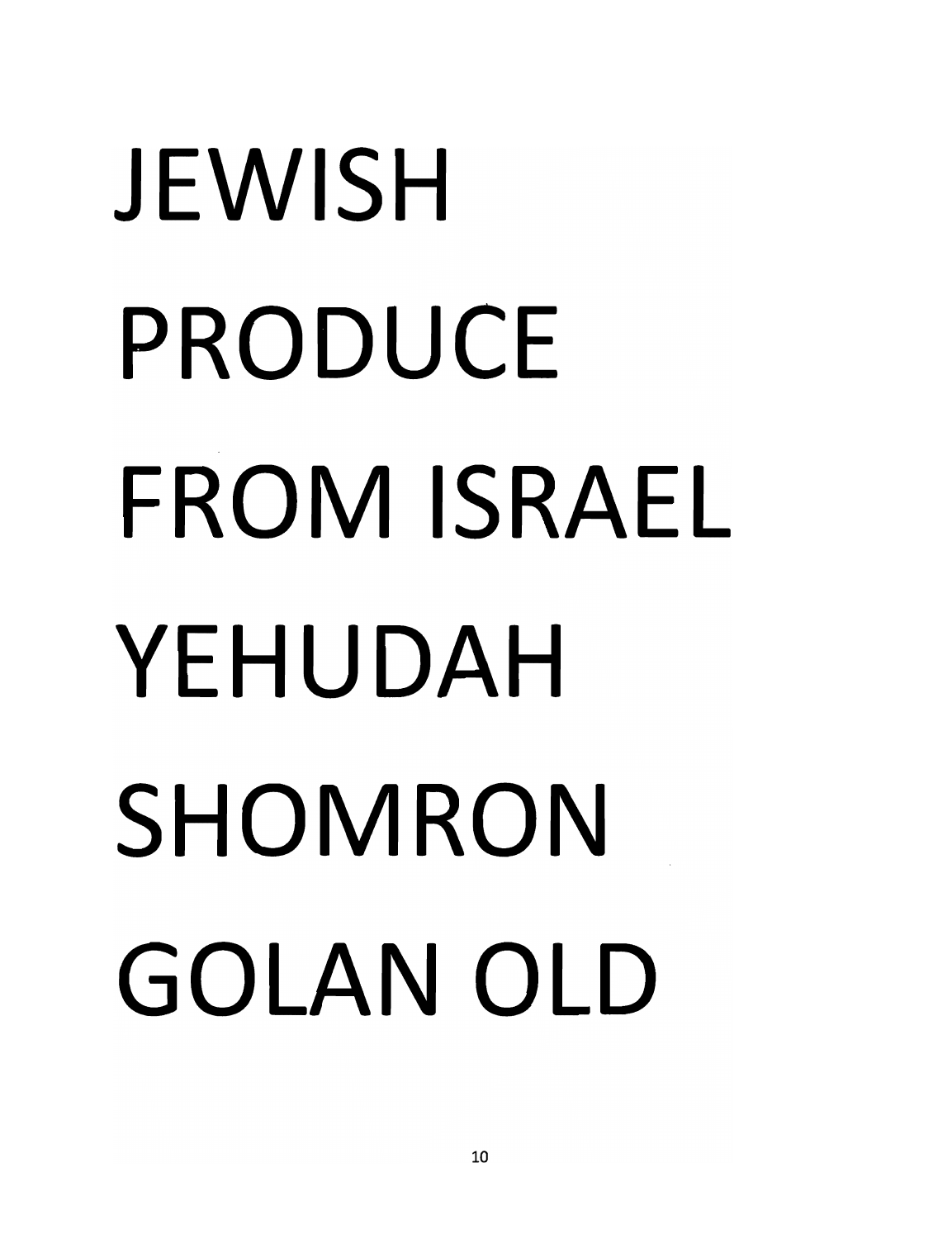JEWISH

PRODUCE

FROM ISRAEL

YEHUDAH

SHOMRON

GOLAN OLD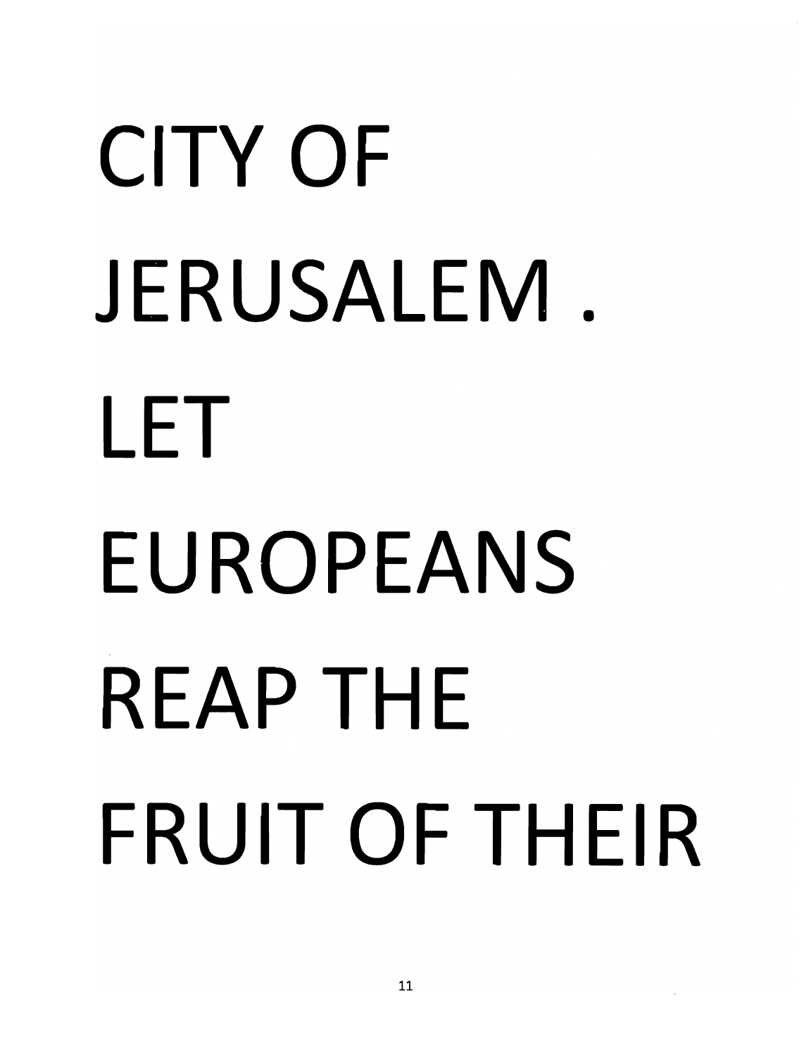CITY OF

JERUSALEM .

LET

EUROPEANS

REAP THE

FRUIT OF THEIR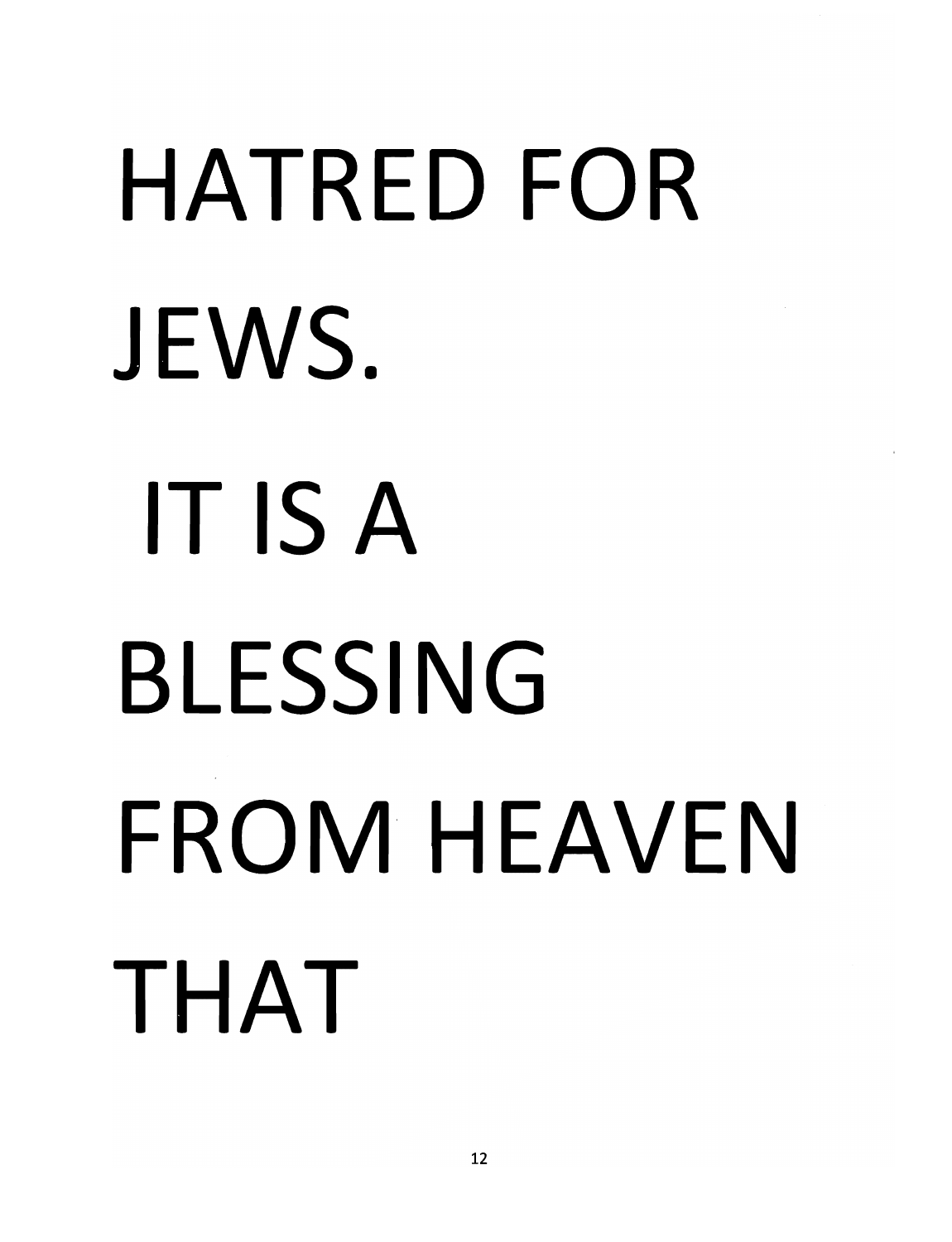HATRED FOR JEWS.

IT IS A BLESSING FROM HEAVEN THAT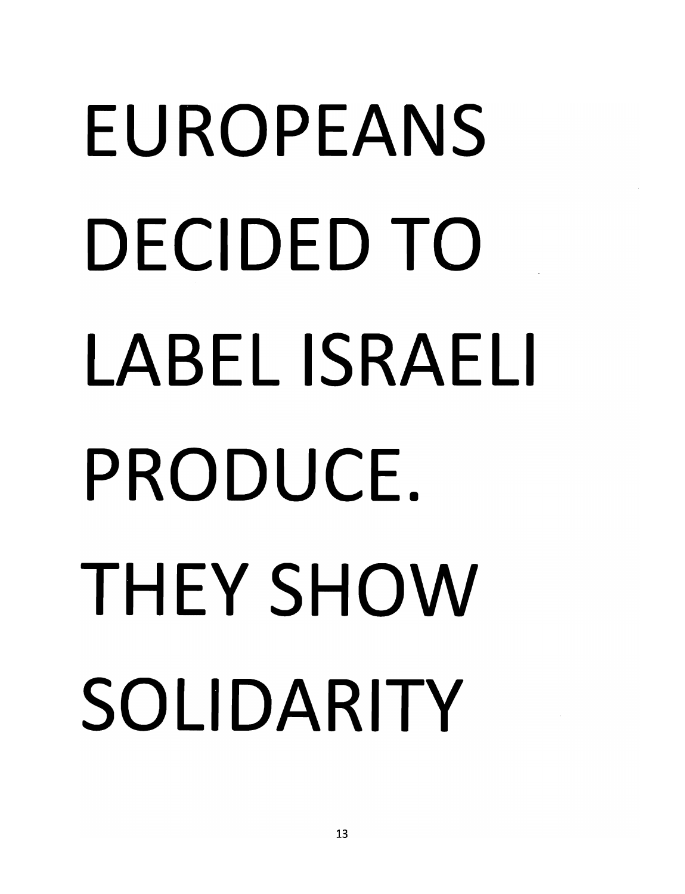EUROPEANS DECIDED TO LABEL ISRAELI PRODUCE. THEY SHOW SOLIDARITY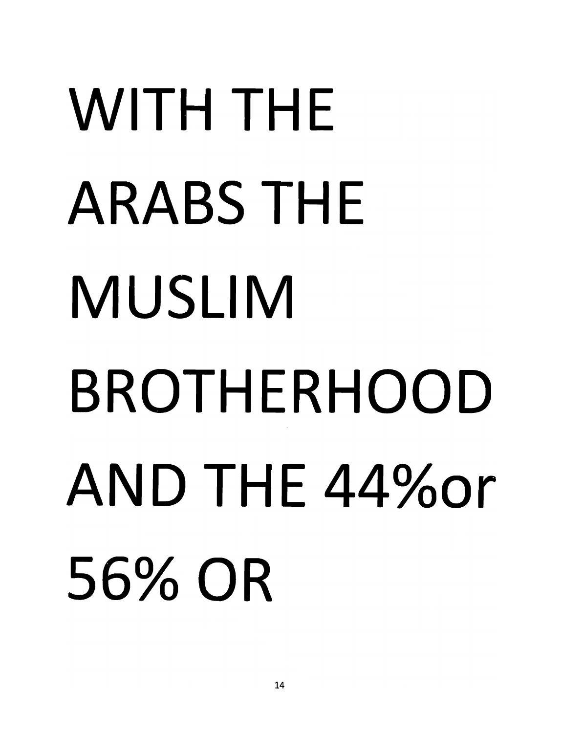WITH THE ARABS THE MUSLIM BROTHERHOOD AND THE 44%or 56% OR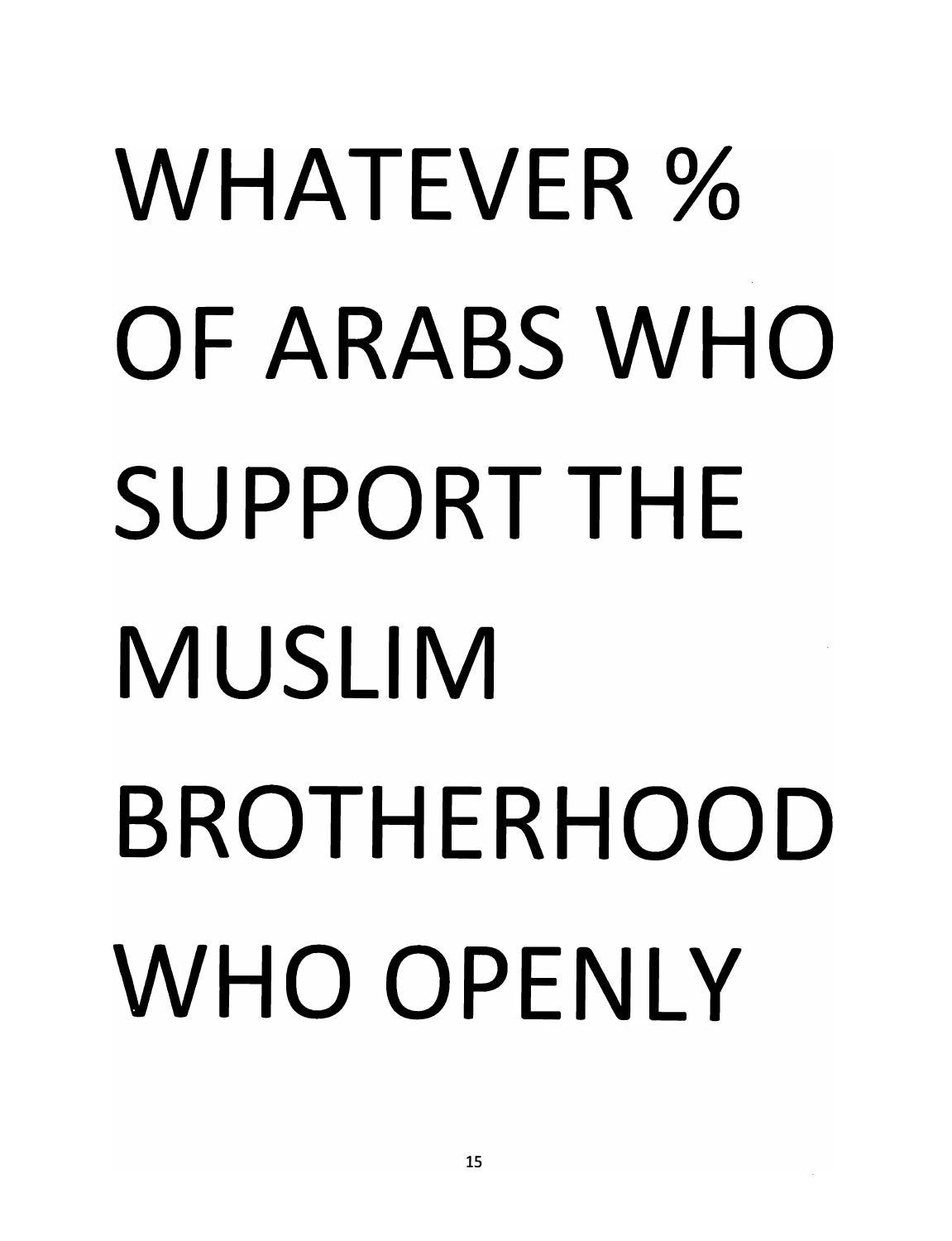WHATEVER % OF ARABS WHO SUPPORT THE MUSLIM BROTHERHOOD WHO OPENLY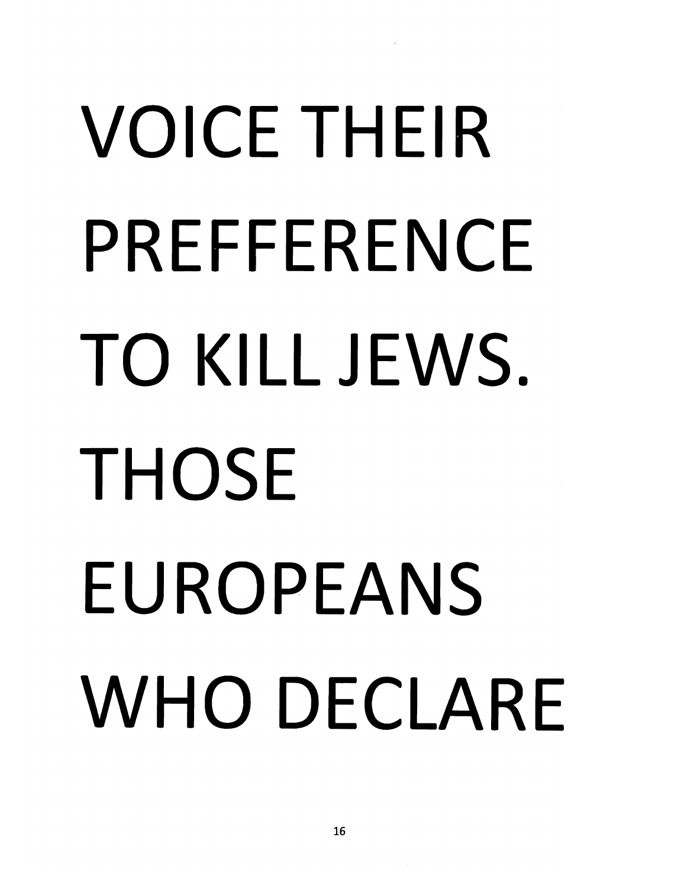VOICE THEIR PREFFERENCE TO KILL JEWS. THOSE EUROPEANS WHO DECLARE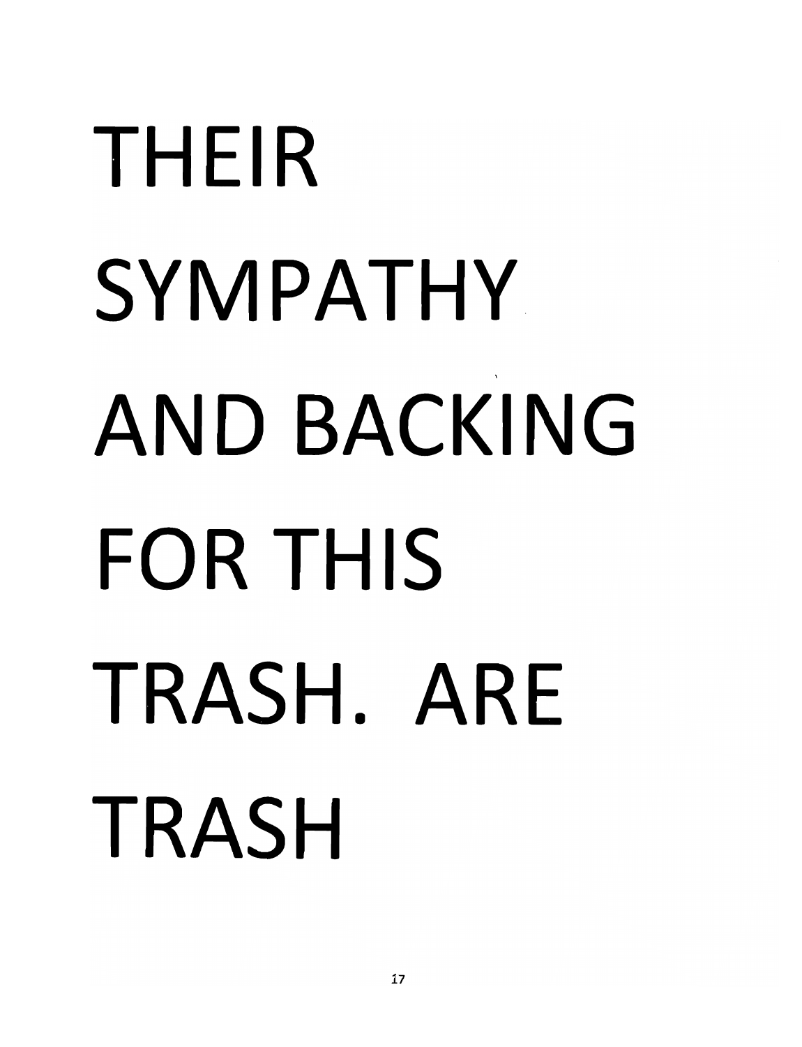THEIR SYMPATHY AND BACKING FOR THIS TRASH. ARE TRASH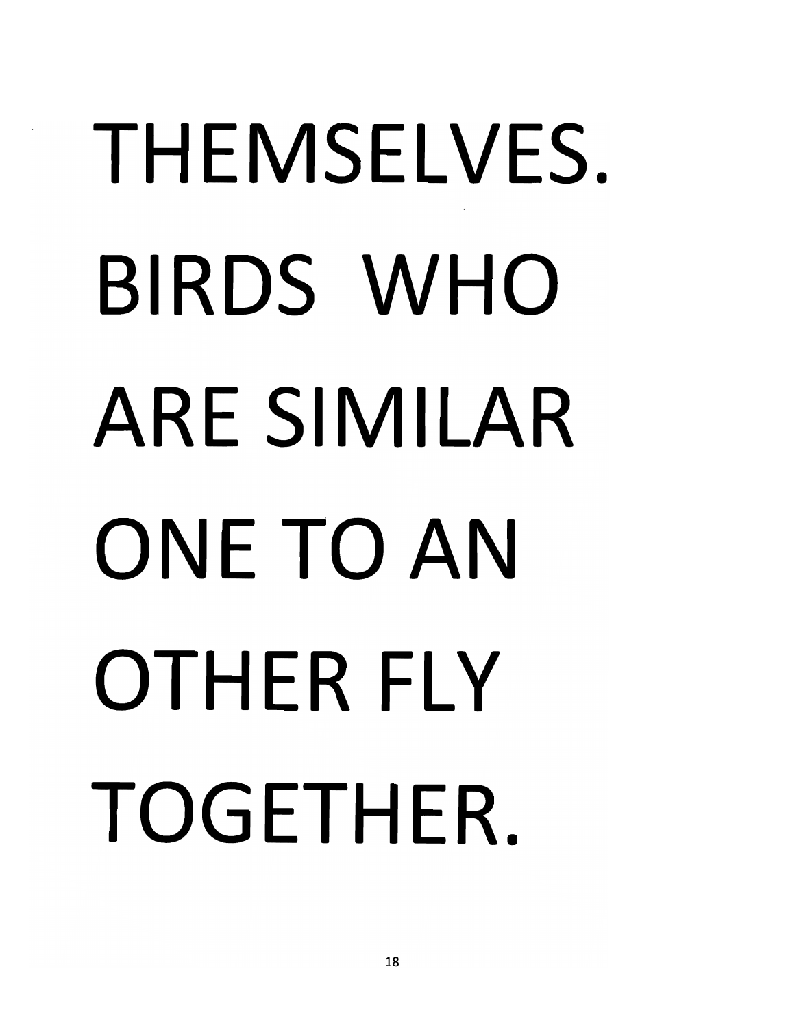THEMSELVES. BIRDS WHO ARE SIMILAR ONE TO AN OTHER FLY TOGETHER.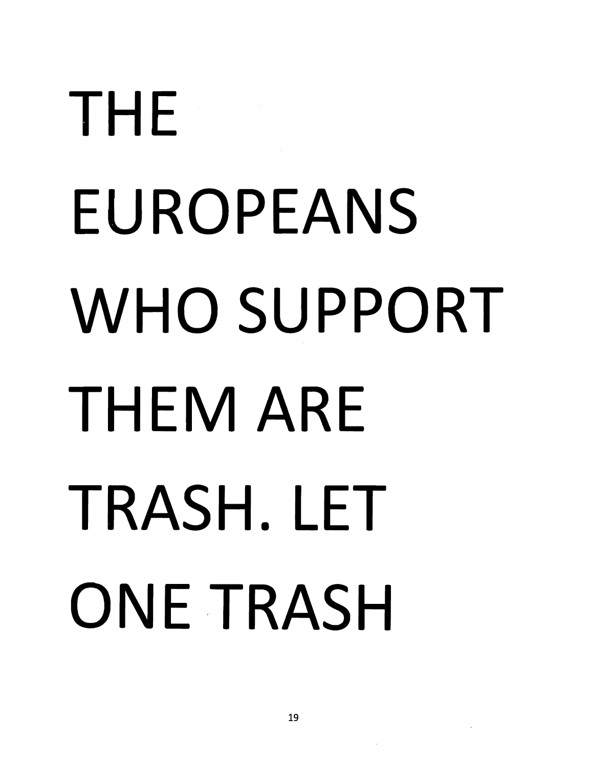THE EUROPEANS WHO SUPPORT THEM ARE TRASH. LET ONE TRASH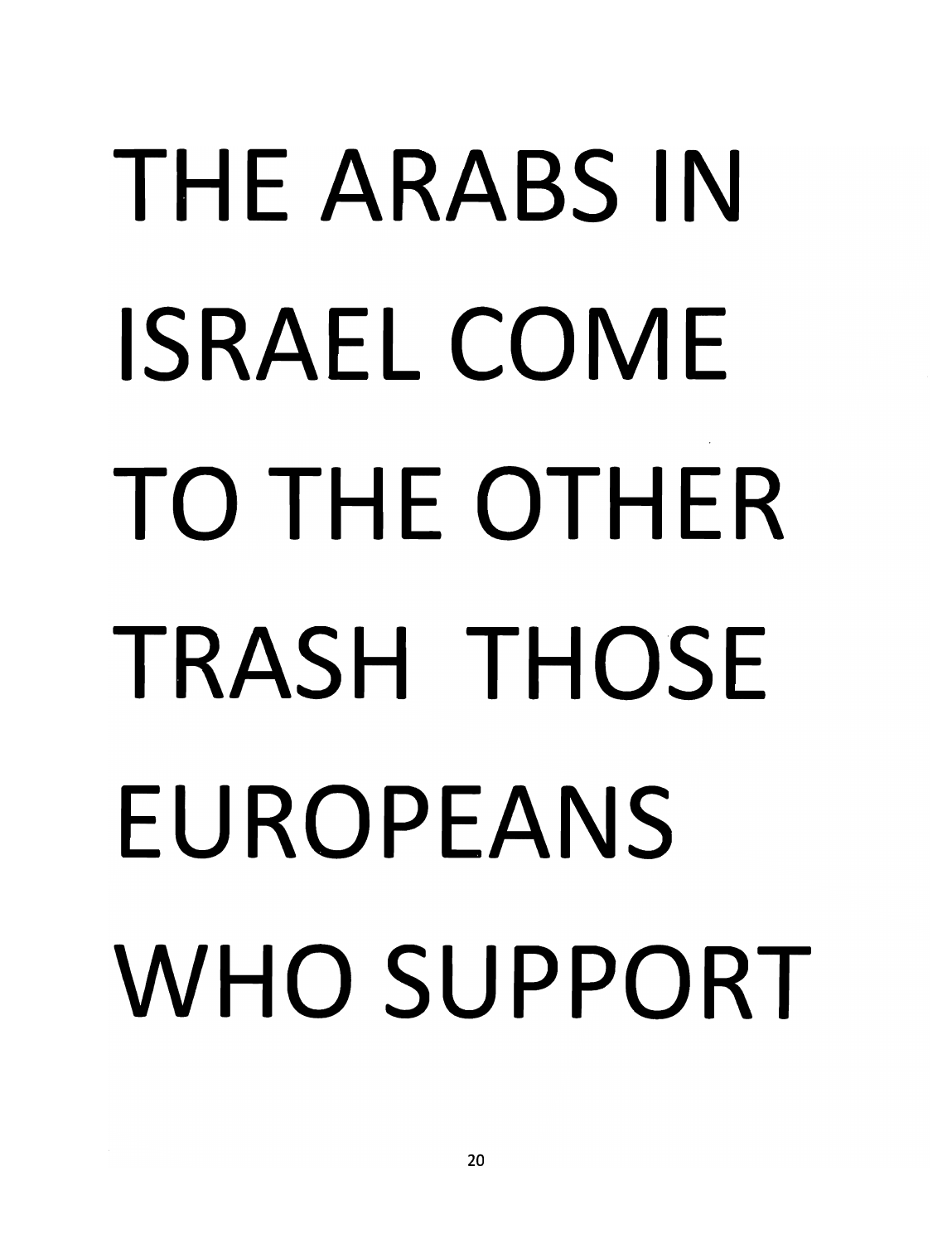THE ARABS IN ISRAEL COME TO THE OTHER TRASH THOSE EUROPEANS WHO SUPPORT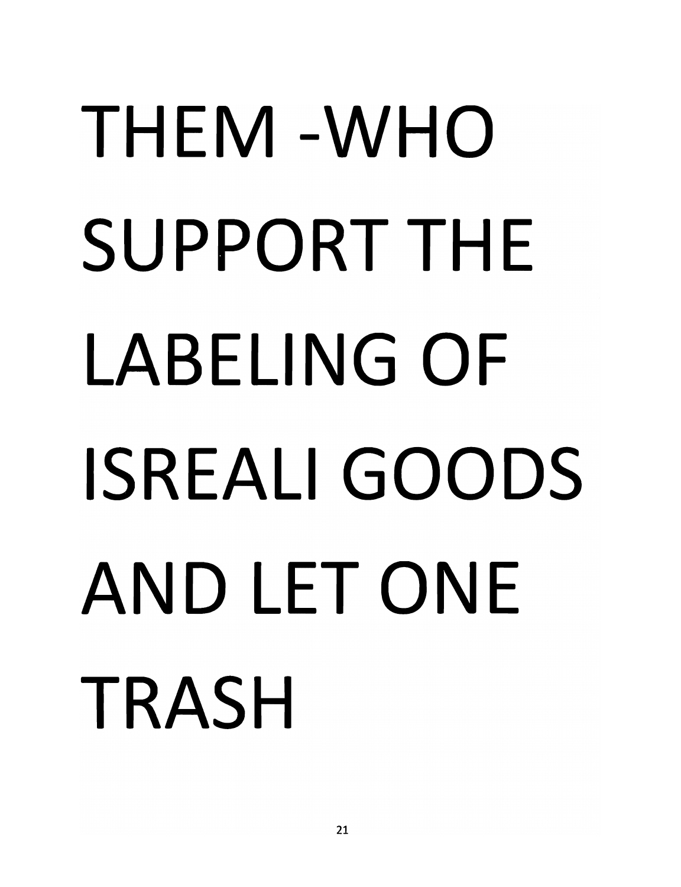THEM -WHO SUPPORT THE LABELING OF ISREALI GOODS AND LET ONE TRASH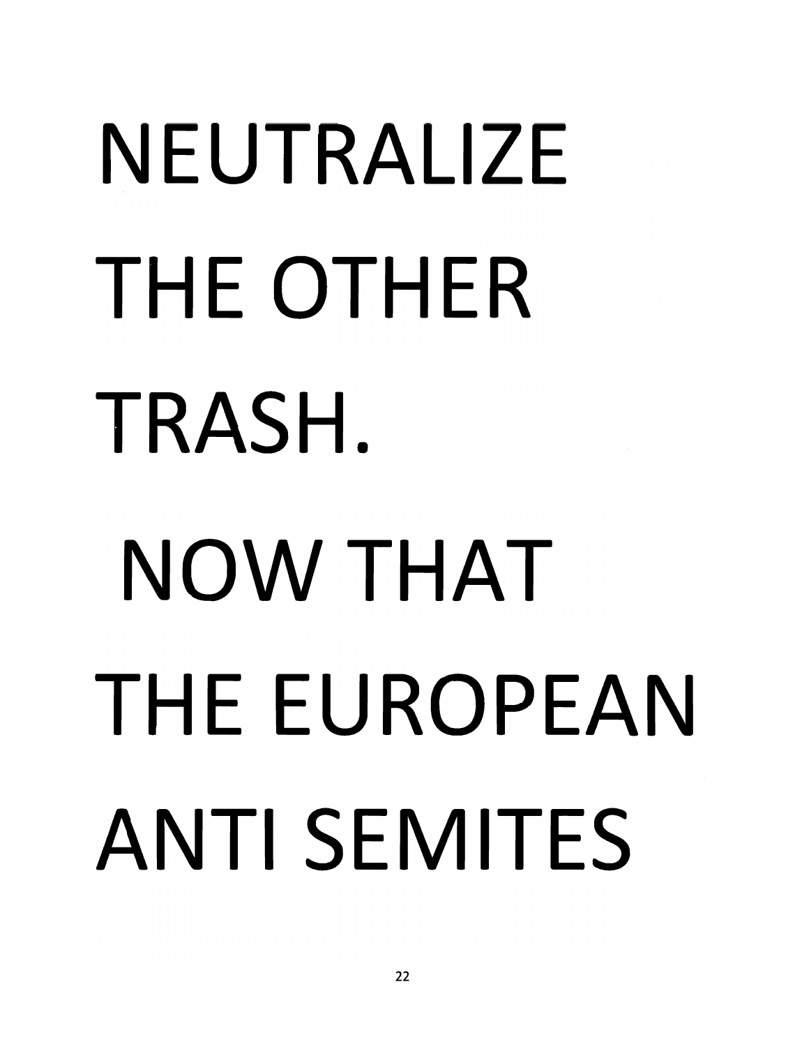NEUTRALIZE THE OTHER TRASH.

NOW THAT THE EUROPEAN ANTI SEMITES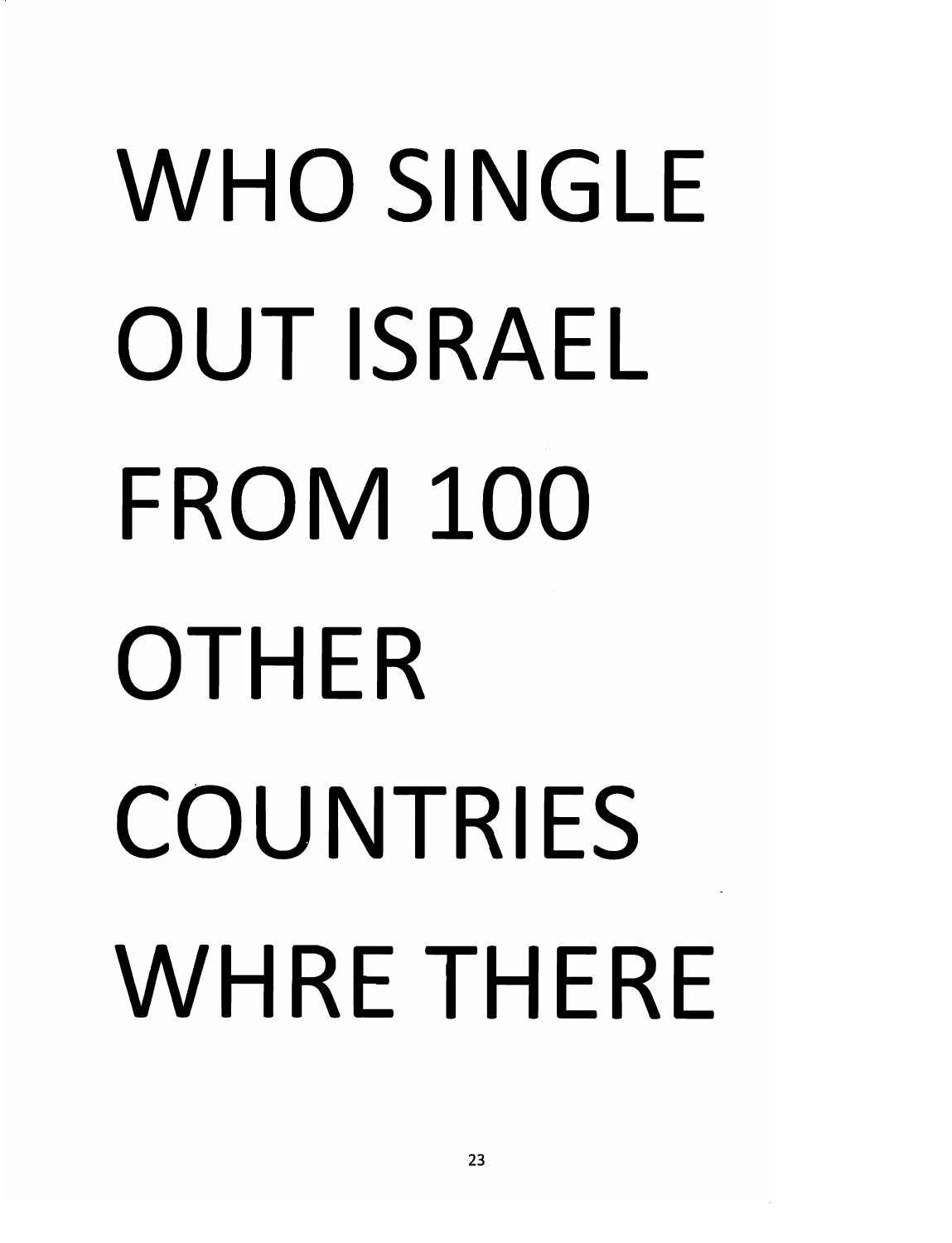WHO SINGLE OUT ISRAEL FROM 100 OTHER COUNTRIES WHRE THERE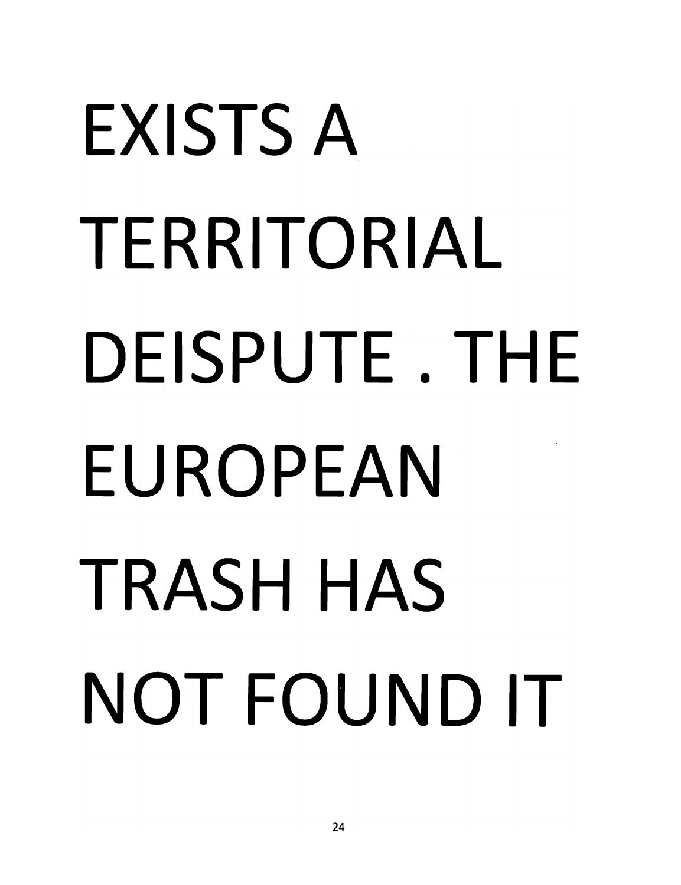EXISTS A TERRITORIAL DEISPUTE . THE EUROPEAN TRASH HAS NOT FOUND IT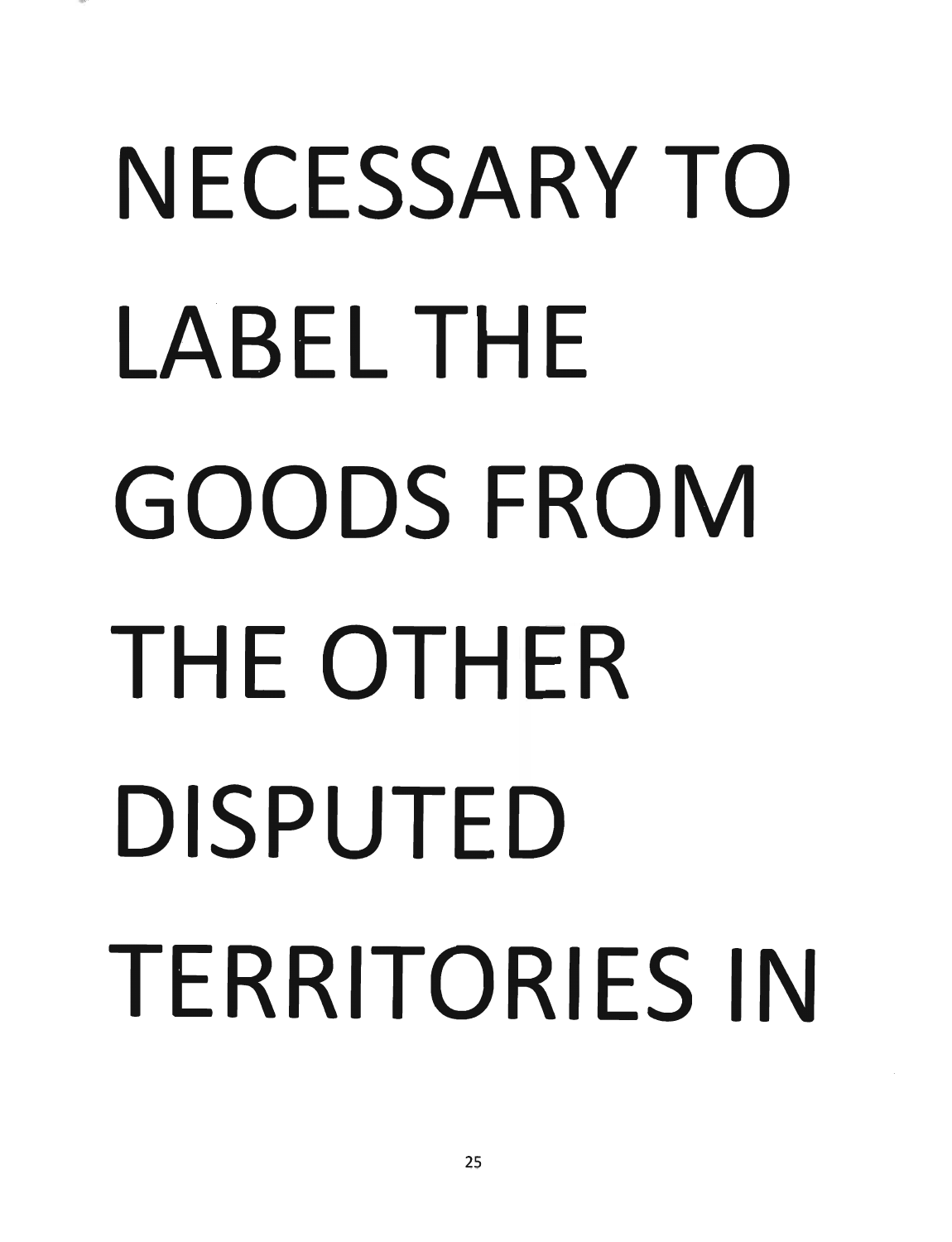NECESSARY TO LABEL THE GOODS FROM THE OTHER DISPUTED TERRITORIES IN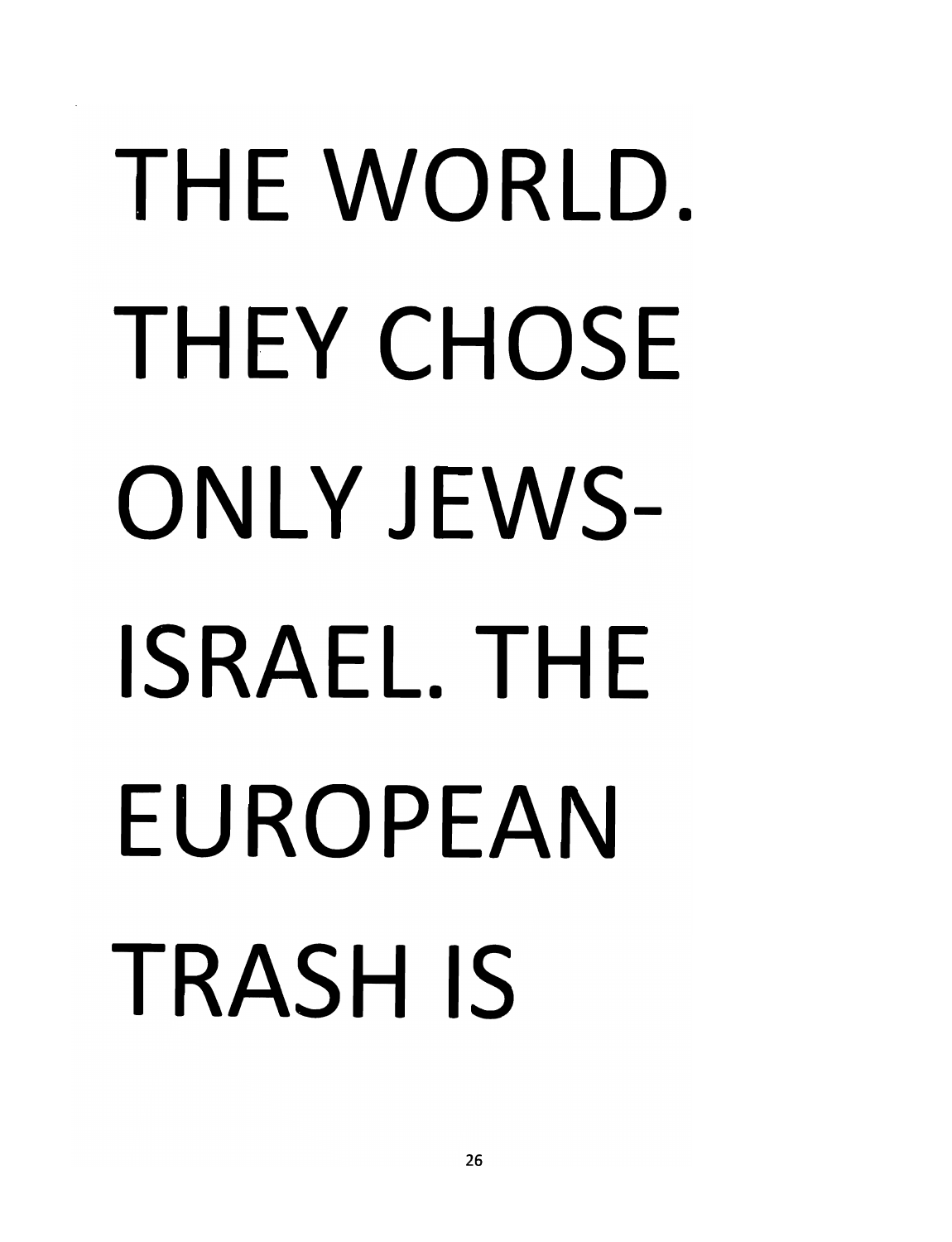THE WORLD. THEY CHOSE ONLY JEWS-ISRAEL. THE EUROPEAN TRASH IS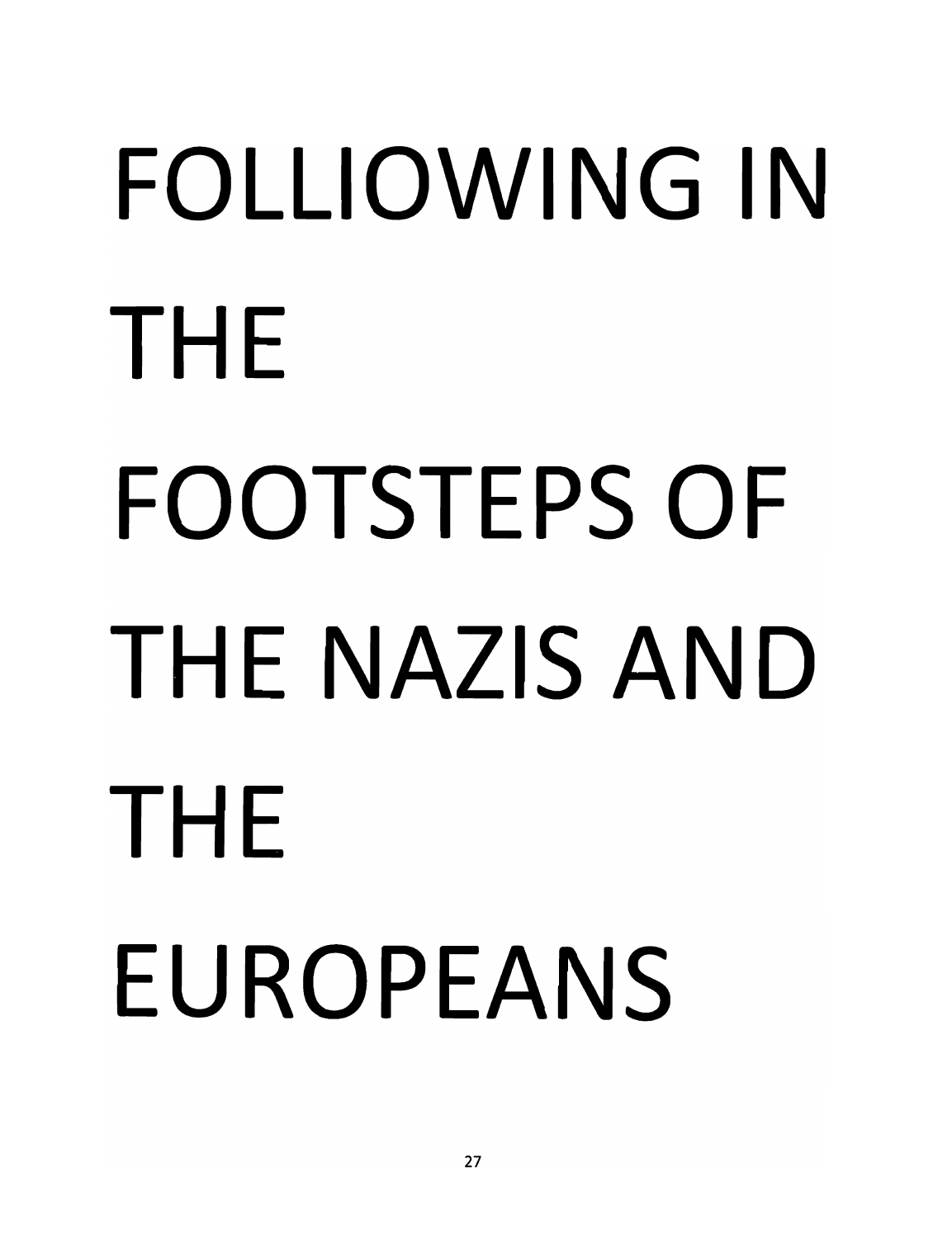# FOLLIOWING IN THE FOOTSTEPS OF THE NAZIS AND THE EUROPEANS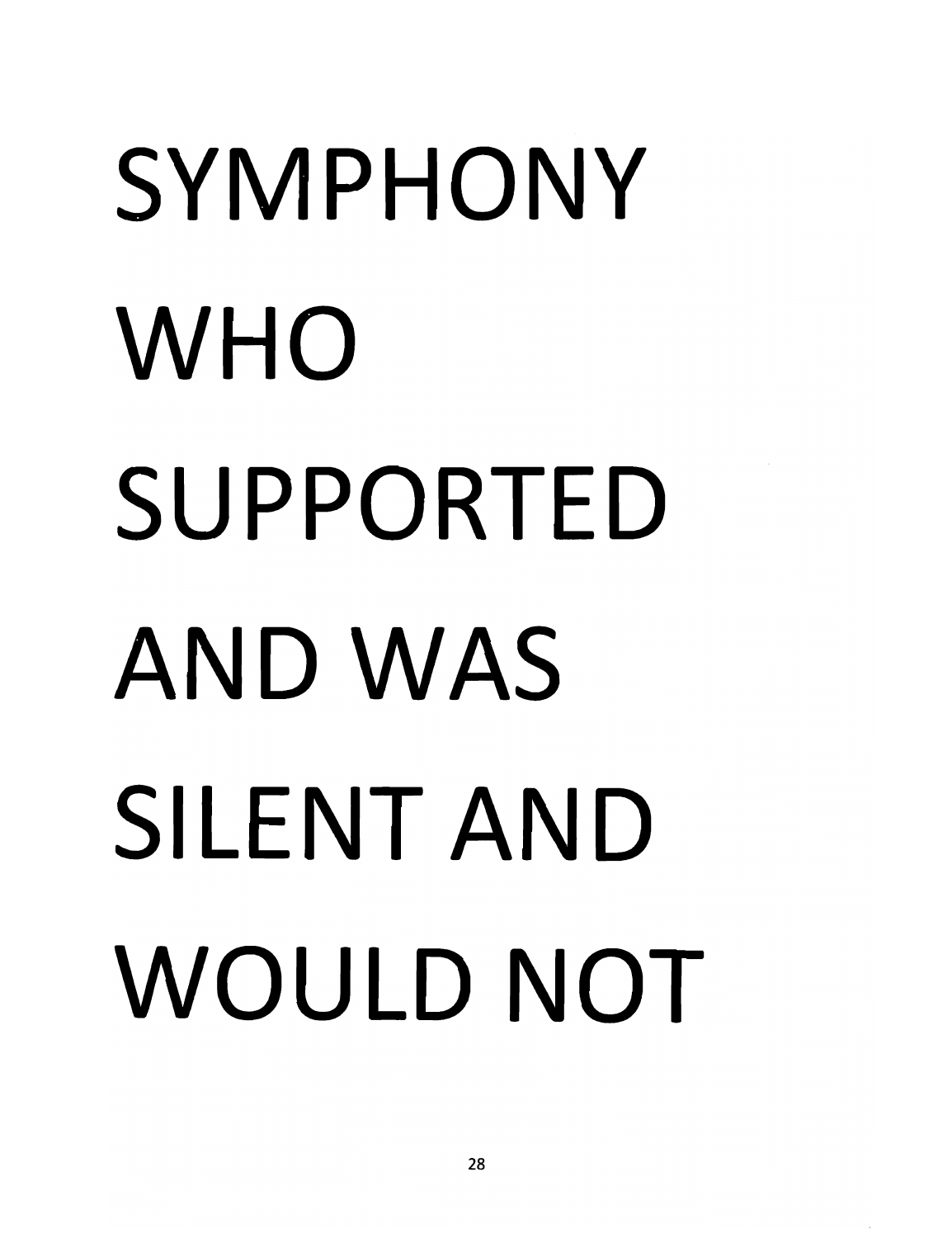SYMPHONY

WHO

SUPPORTED

AND WAS

SILENT AND

WOULD NOT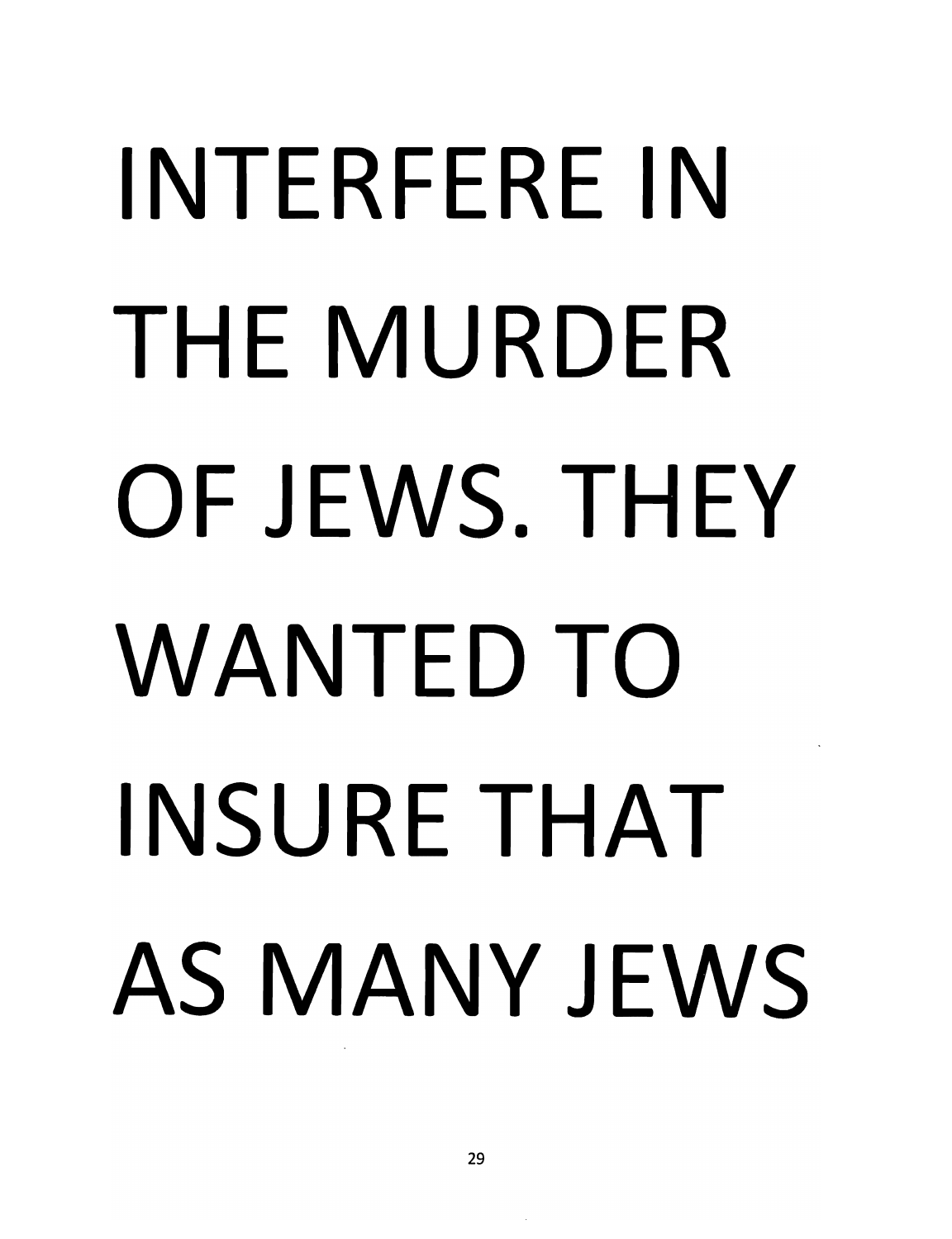INTERFERE IN THE MURDER OF JEWS. THEY WANTED TO INSURE THAT AS MANY JEWS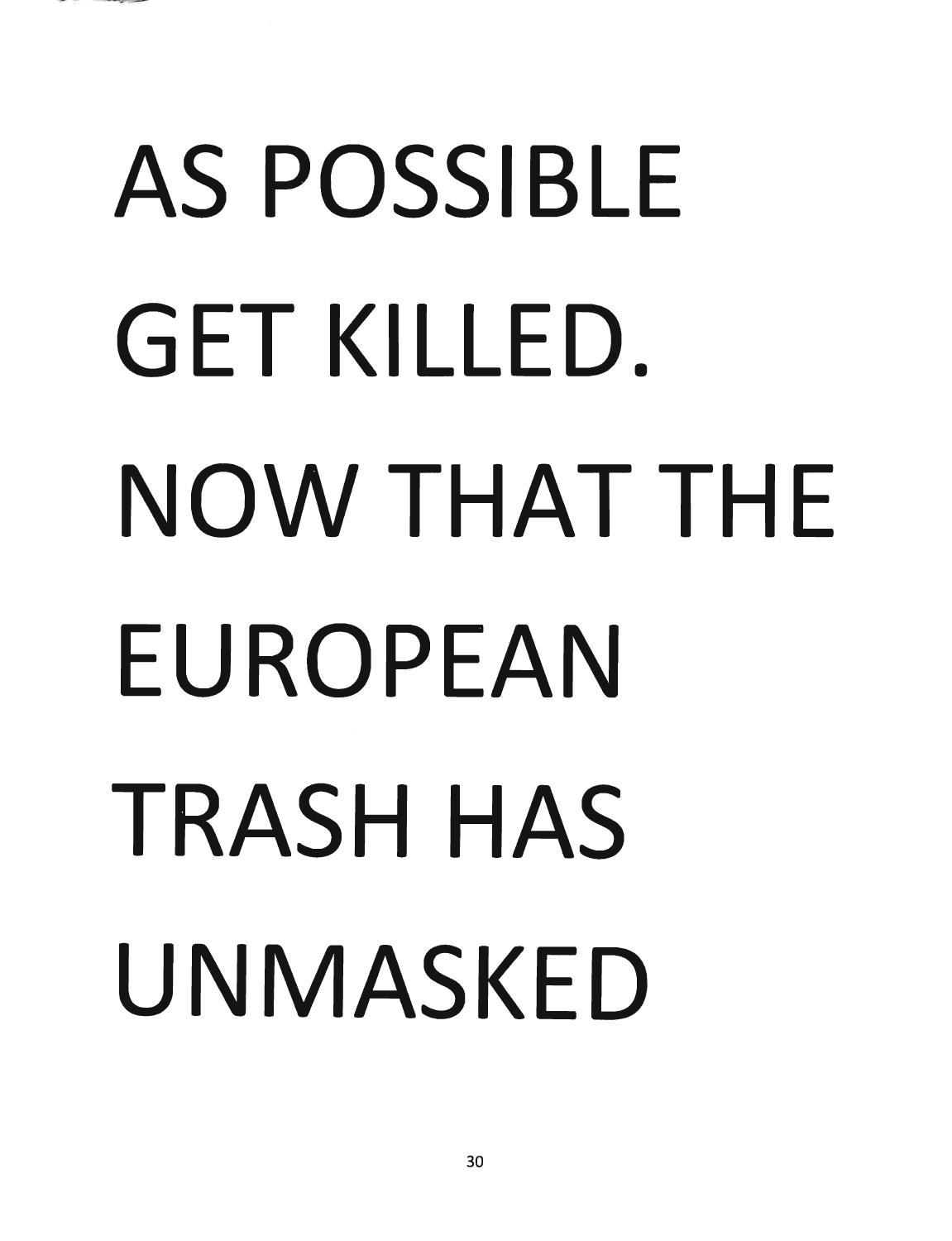AS POSSIBLE GET KILLED. NOW THAT THE EUROPEAN TRASH HAS UNMASKED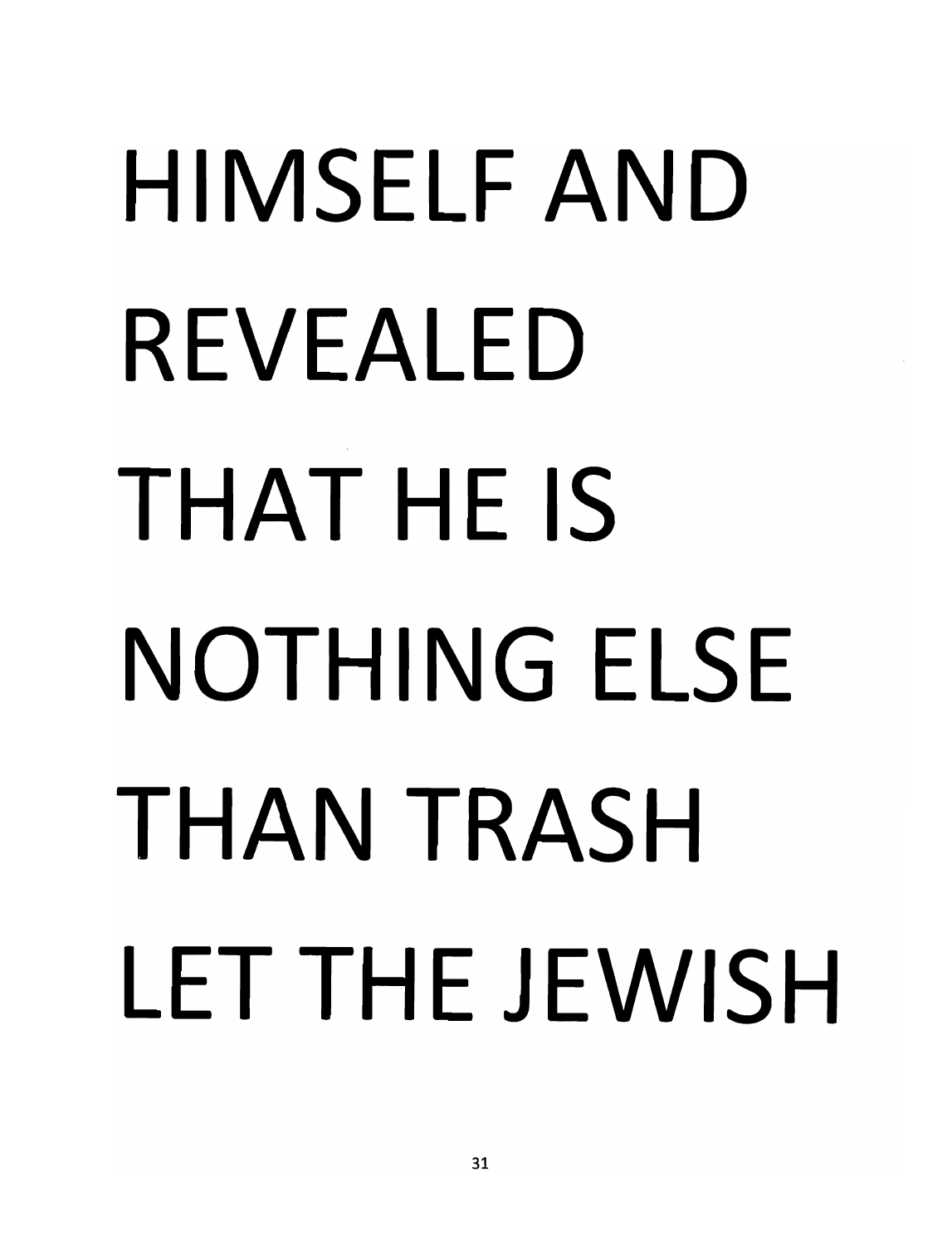HIMSELF AND REVEALED THAT HE IS NOTHING ELSE THAN TRASH LET THE JEWISH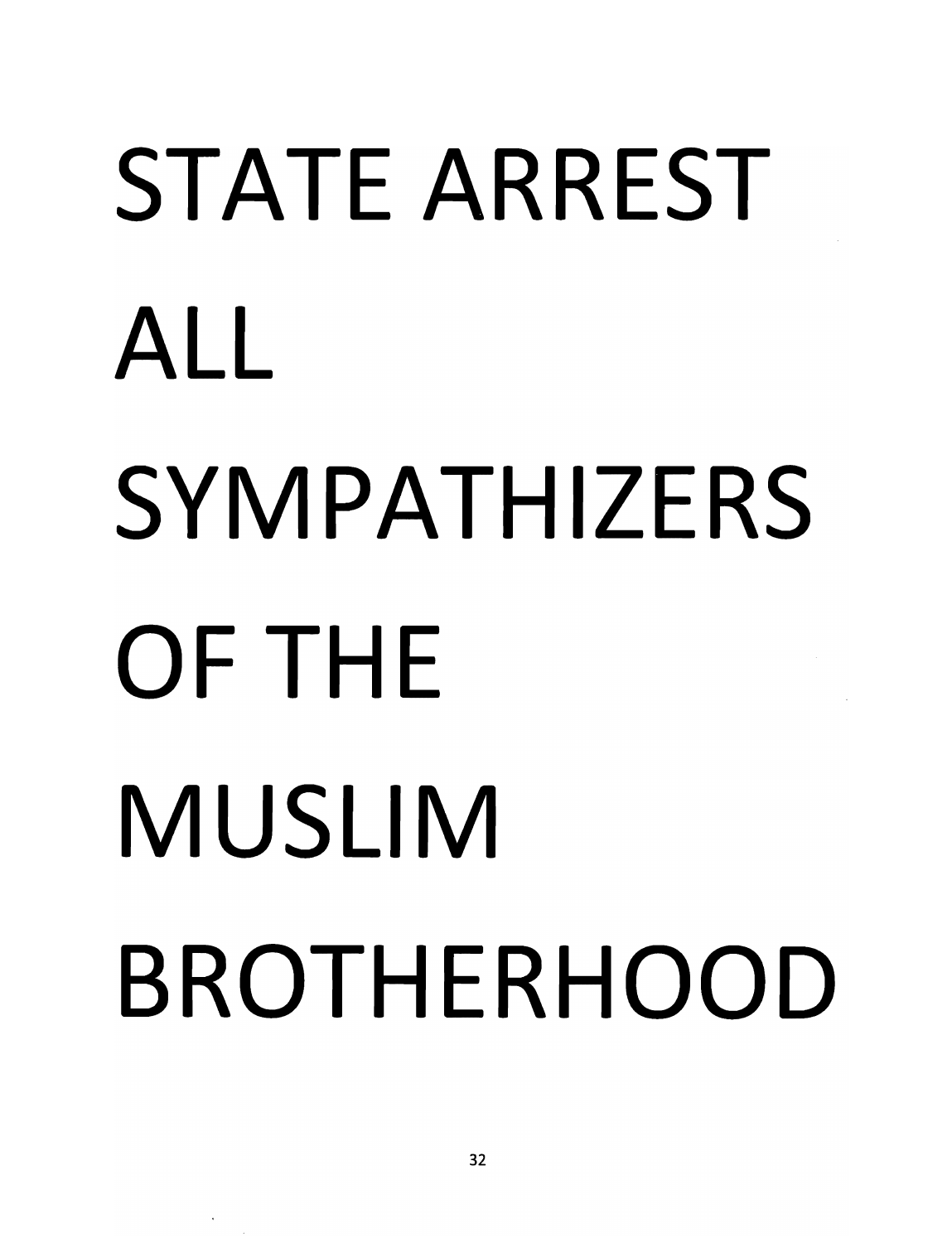STATE ARREST ALL SYMPATHIZERS OF THE MUSLIM BROTHERHOOD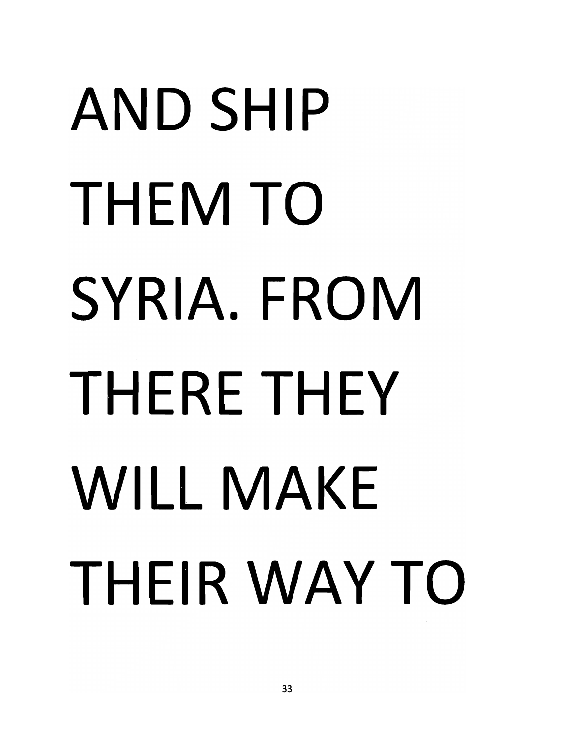AND SHIP THEM TO SYRIA. FROM THERE THEY WILL MAKE THEIR WAY TO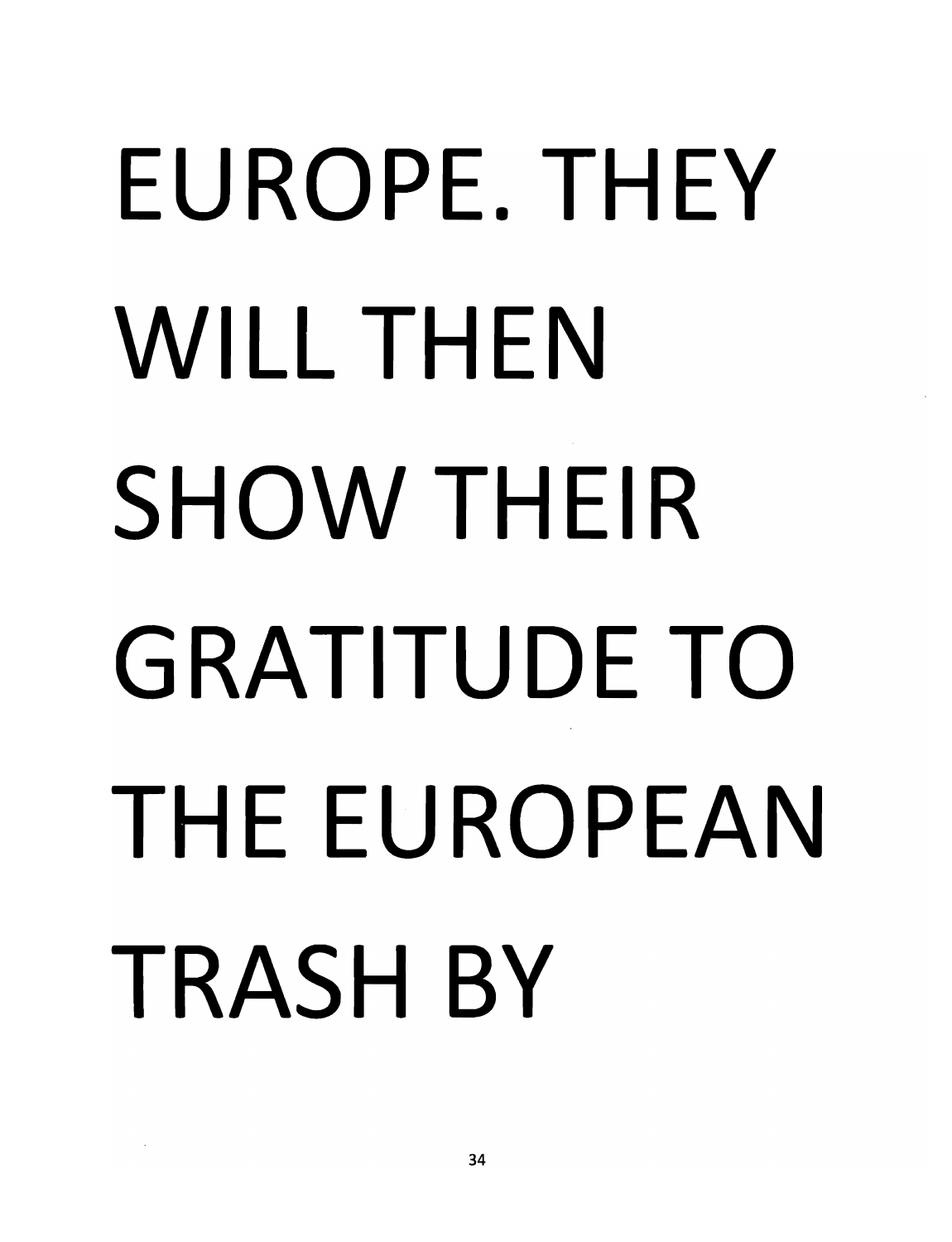EUROPE. THEY WILL THEN SHOW THEIR GRATITUDE TO THE EUROPEAN TRASH BY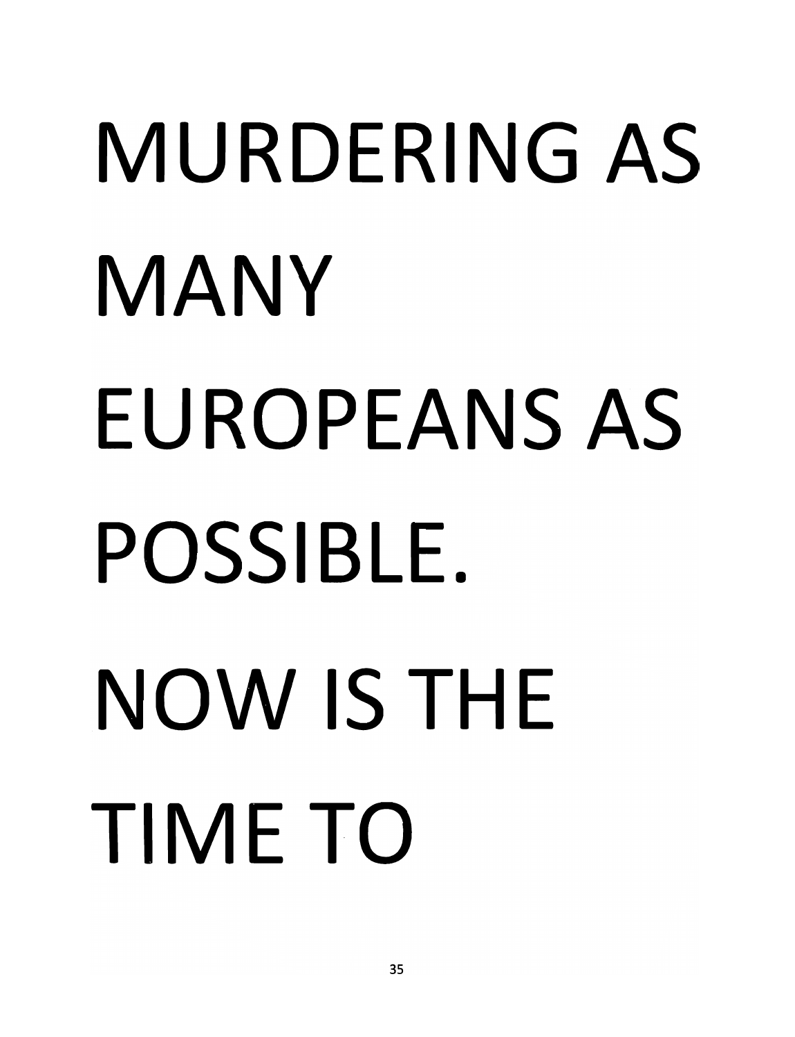MURDERING AS MANY EUROPEANS AS POSSIBLE. NOW IS THE TIME TO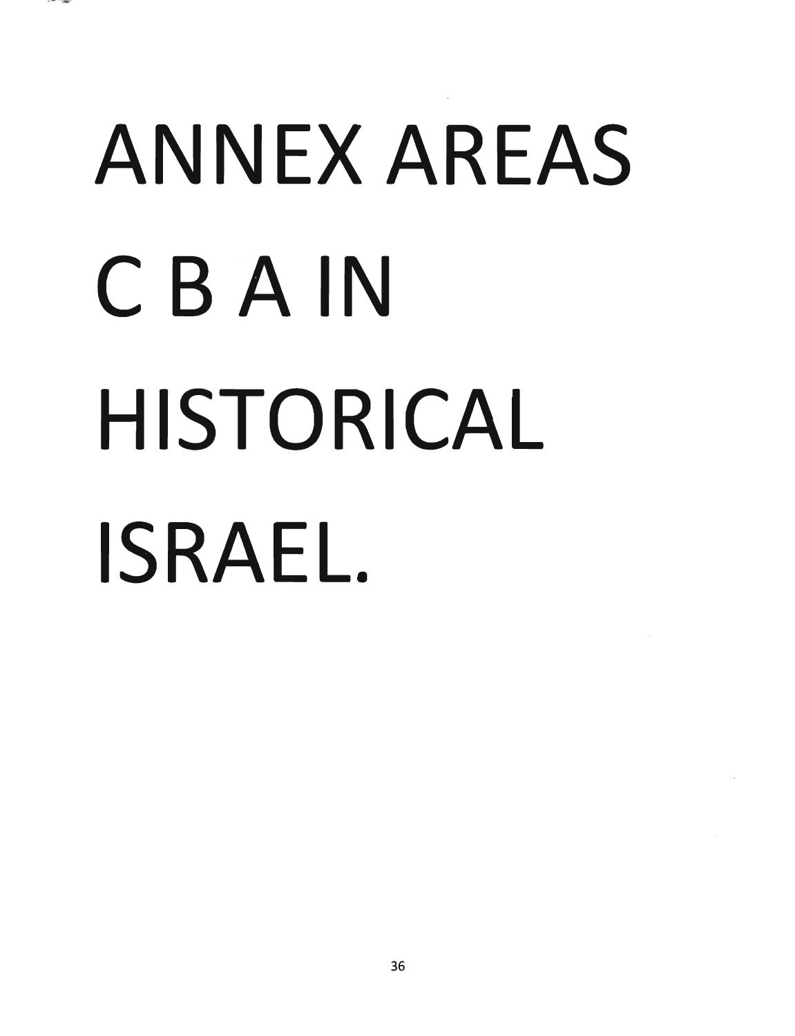ANNEX AREAS C B A IN HISTORICAL ISRAEL.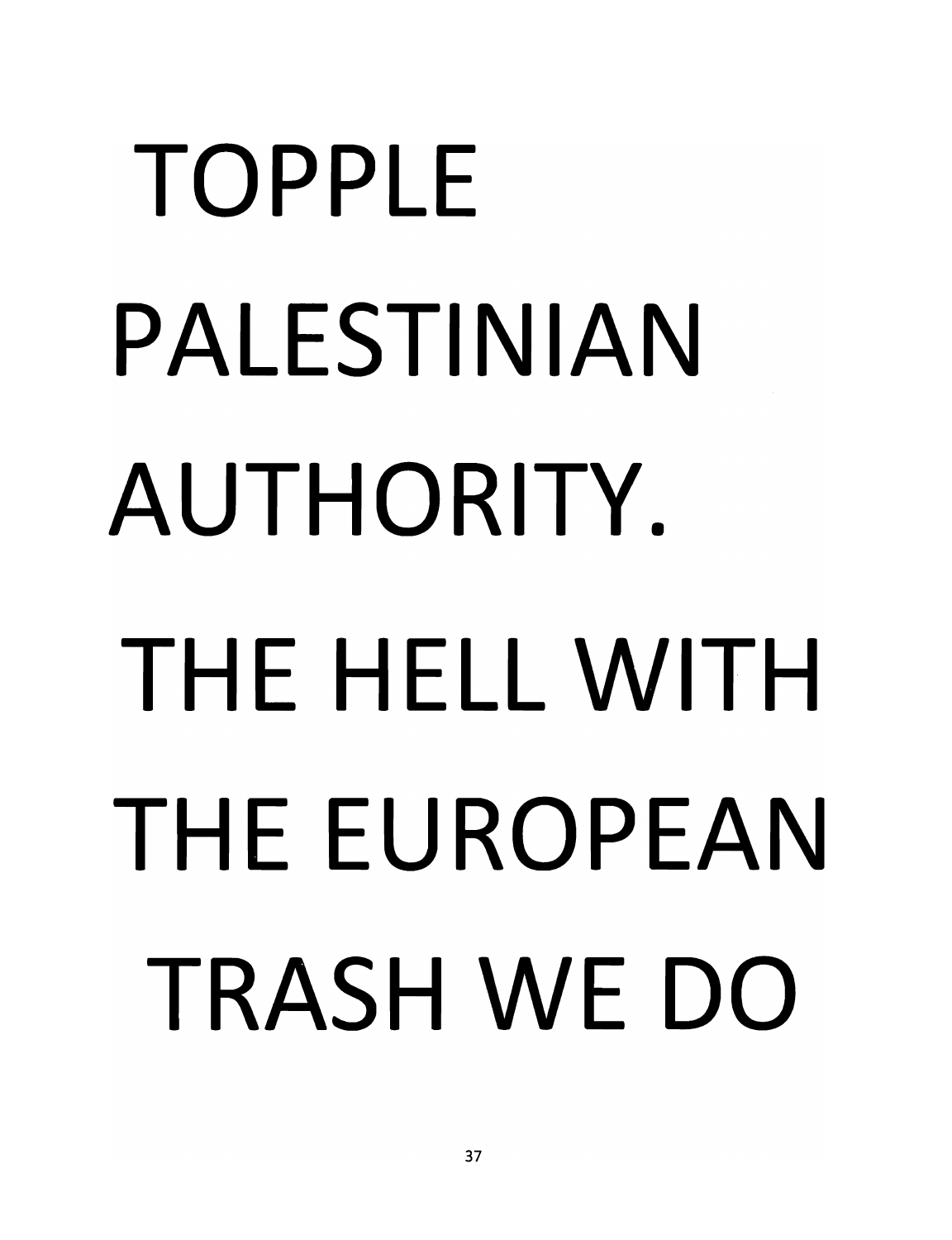TOPPLE PALESTINIAN AUTHORITY. THE HELL WITH THE EUROPEAN TRASH WE DO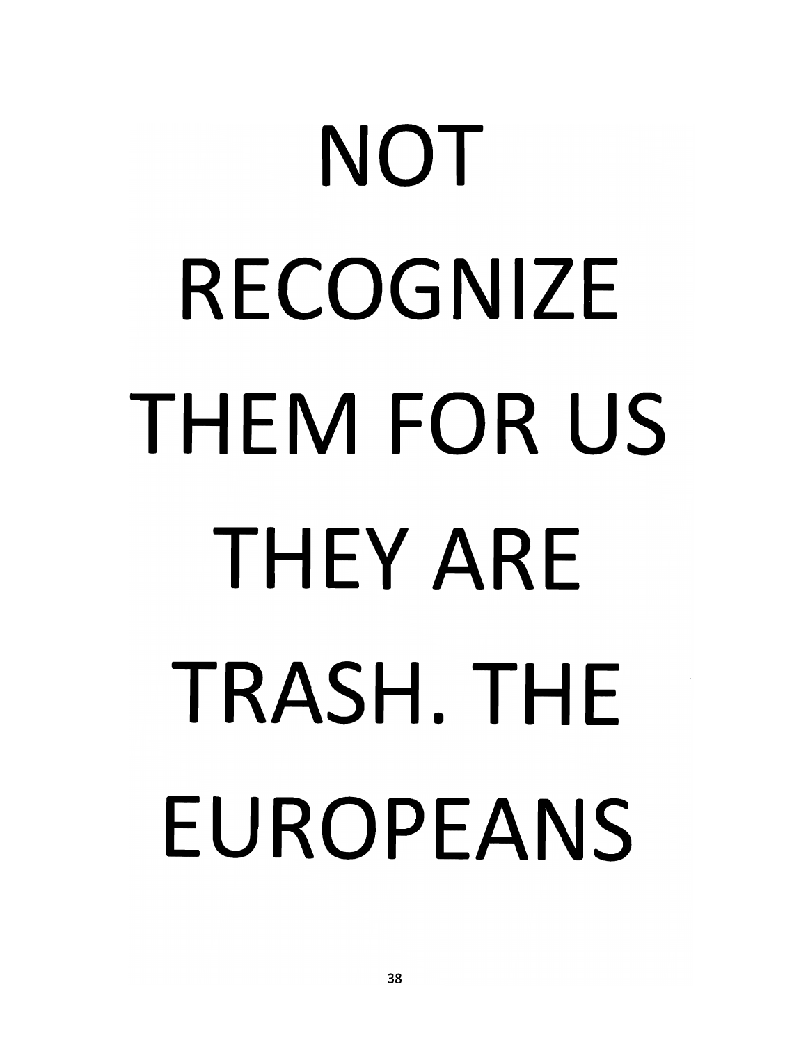NOT RECOGNIZE THEM FOR US THEY ARE TRASH. THE EUROPEANS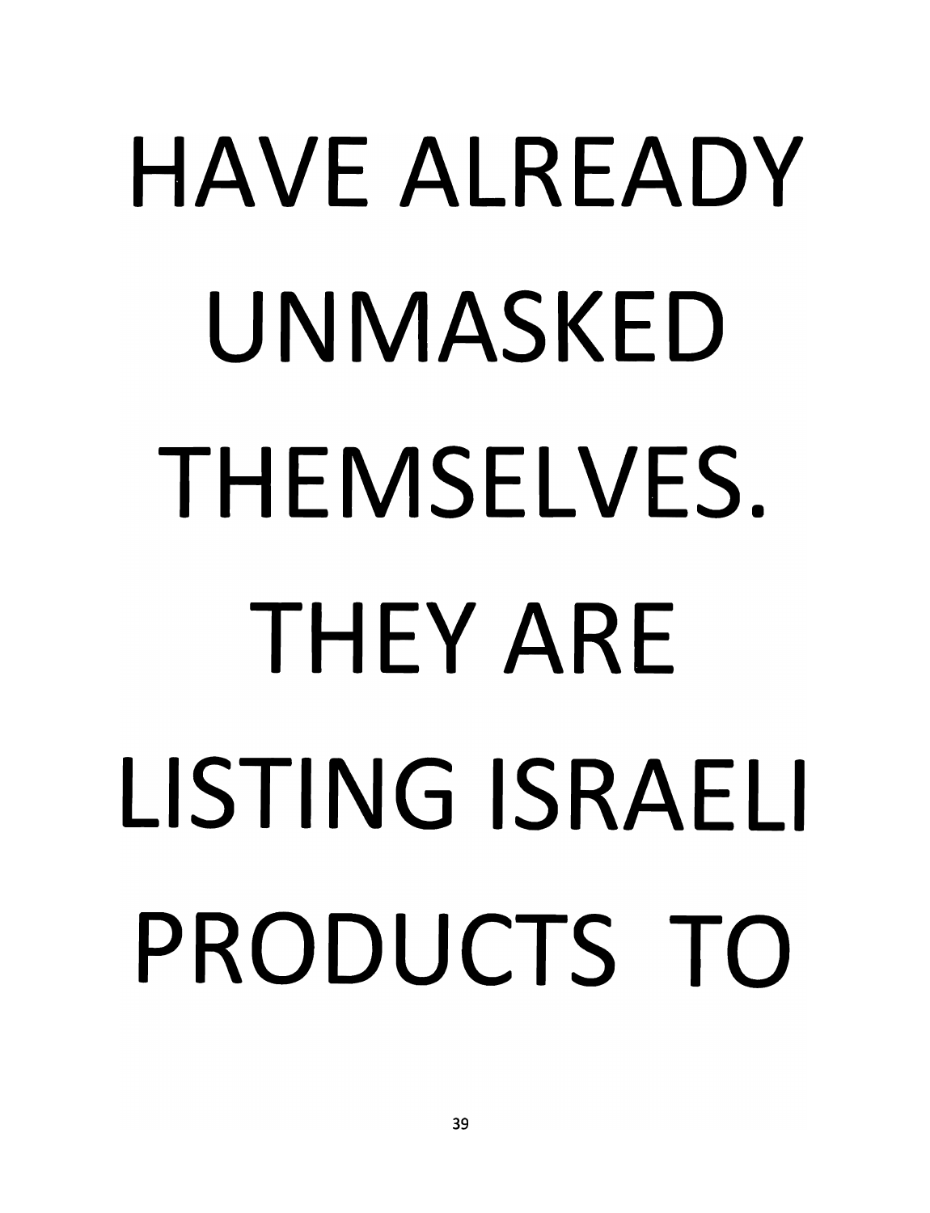HAVE ALREADY UNMASKED THEMSELVES. THEY ARE LISTING ISRAELI PRODUCTS TO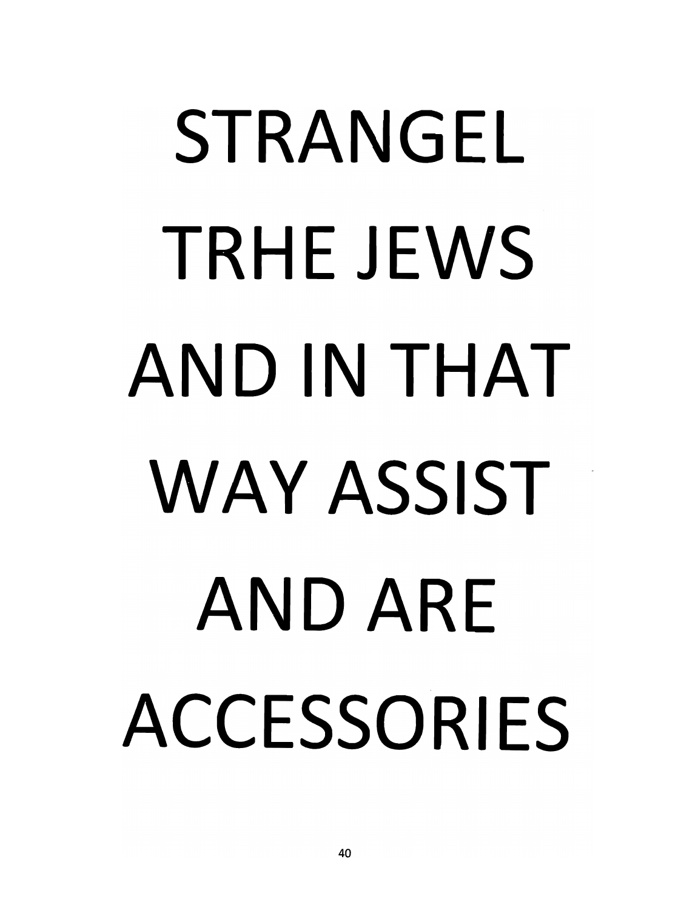STRANGEL

TRHE JEWS

AND IN THAT

WAY ASSIST

AND ARE

ACCESSORIES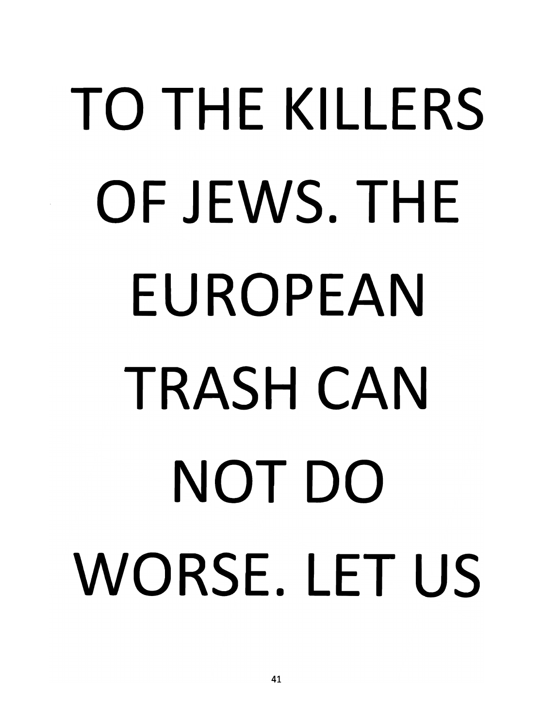TO THE KILLERS OF JEWS. THE EUROPEAN TRASH CAN NOT DO WORSE. LET US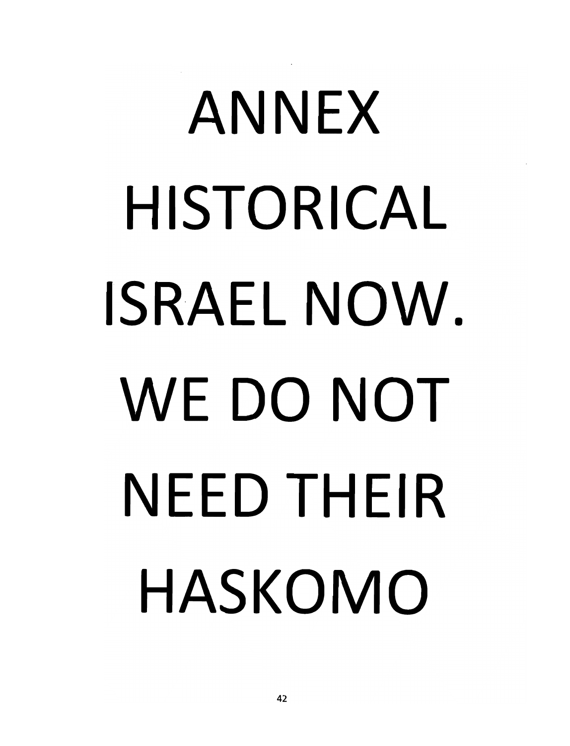# ANNEX HISTORICAL ISRAEL NOW. WE DO NOT NEED THEIR HASKOMO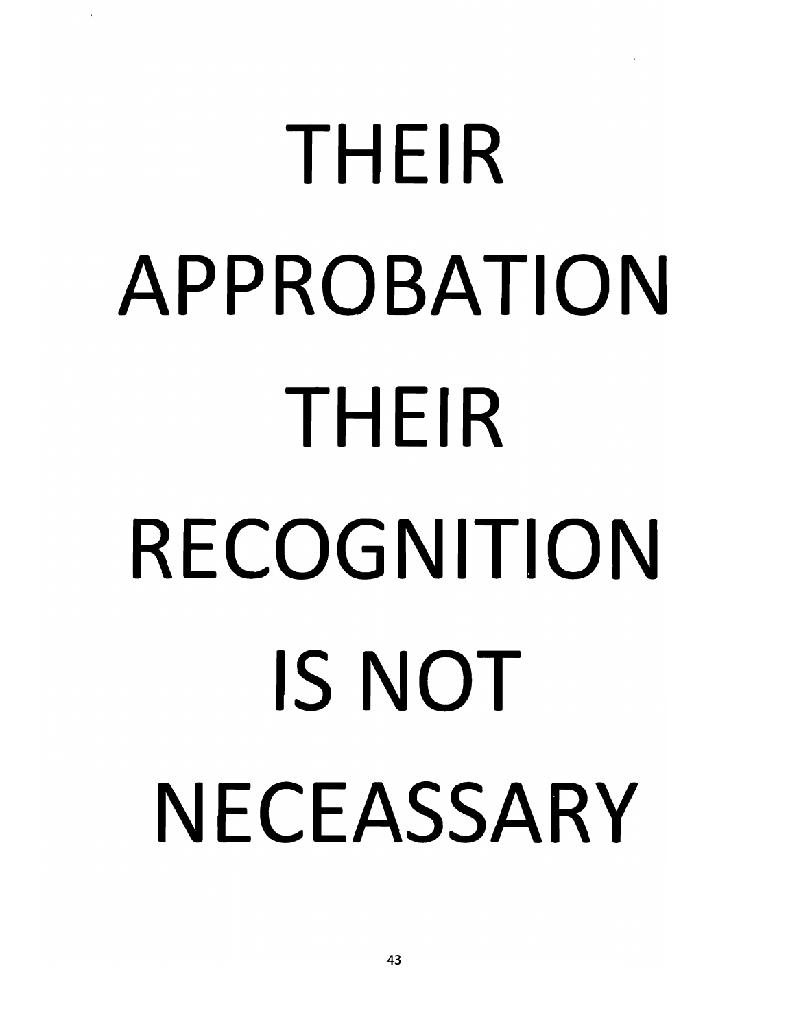THEIR

APPROBATION

THEIR

RECOGNITION

IS NOT

NECEASSARY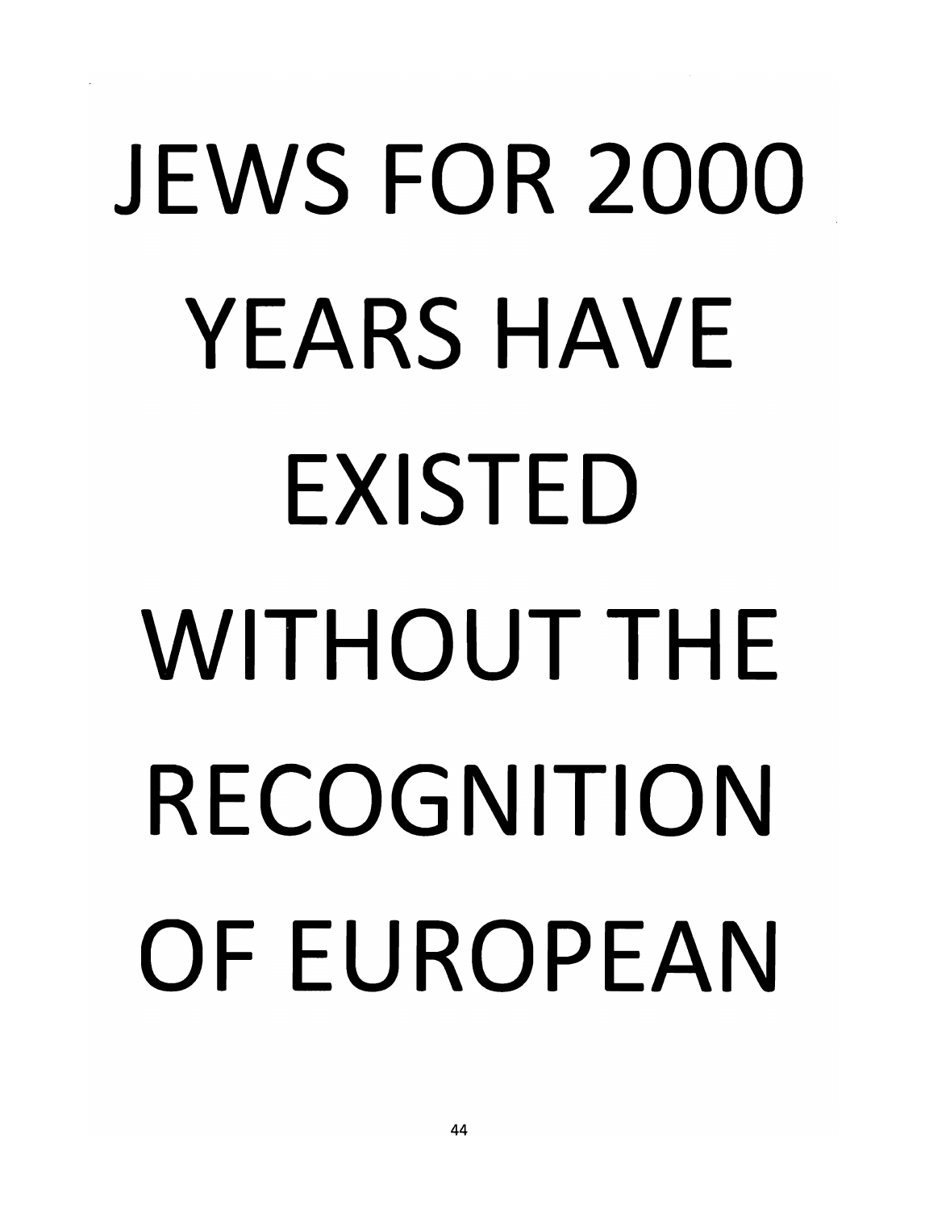JEWS FOR 2000 YEARS HAVE EXISTED WITHOUT THE RECOGNITION OF EUROPEAN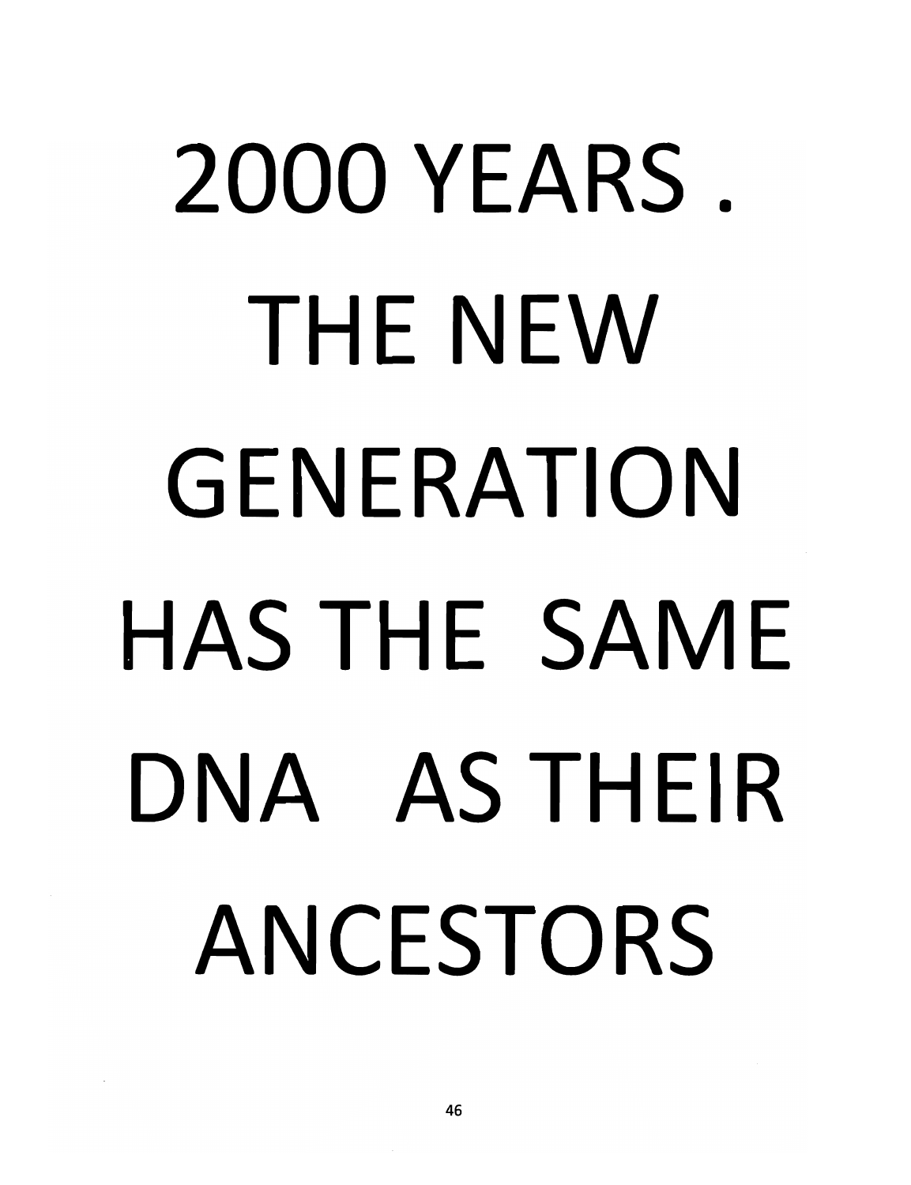2000 YEARS .
THE NEW
GENERATION
HAS THE SAME
DNA AS THEIR
ANCESTORS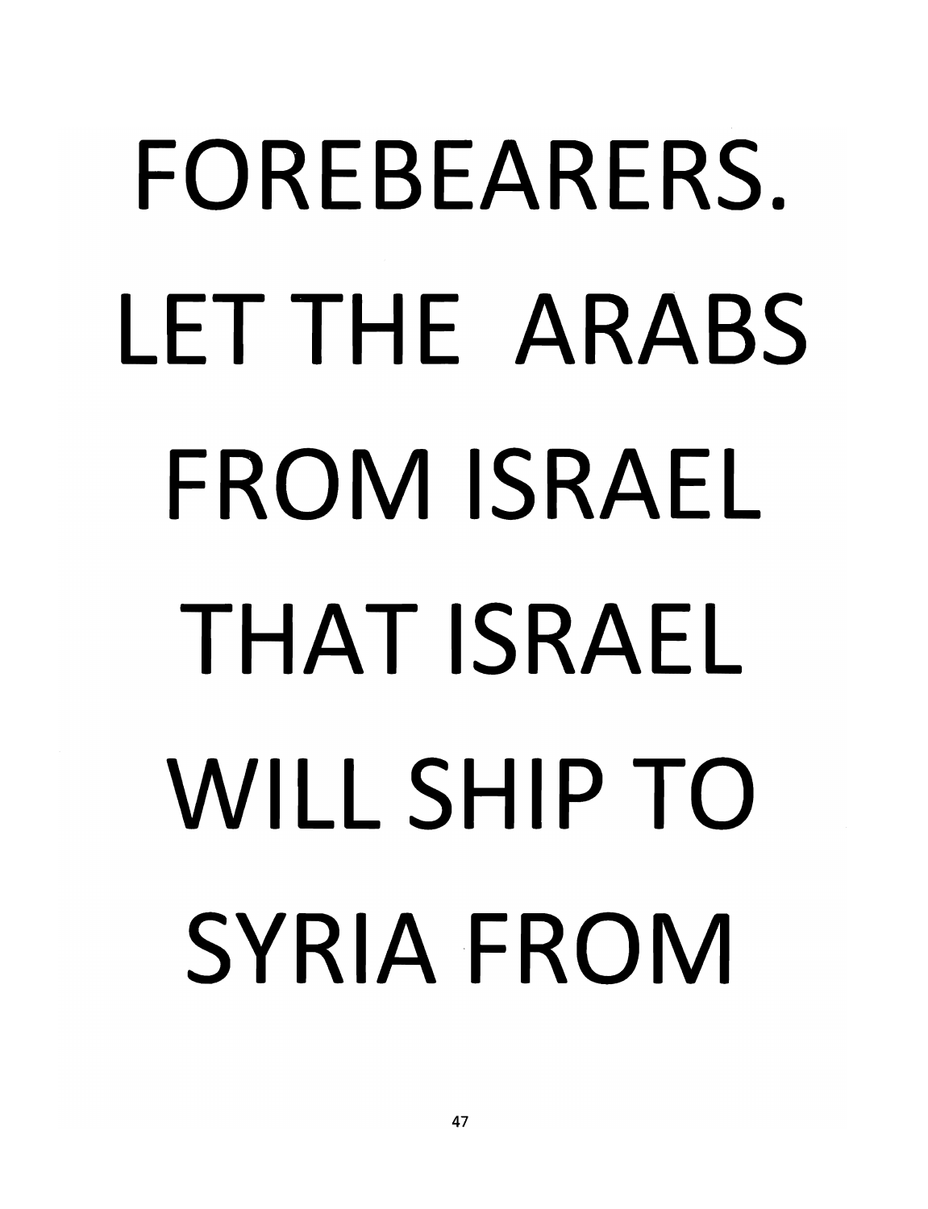FOREBEARERS.
LET THE ARABS
FROM ISRAEL
THAT ISRAEL
WILL SHIP TO
SYRIA FROM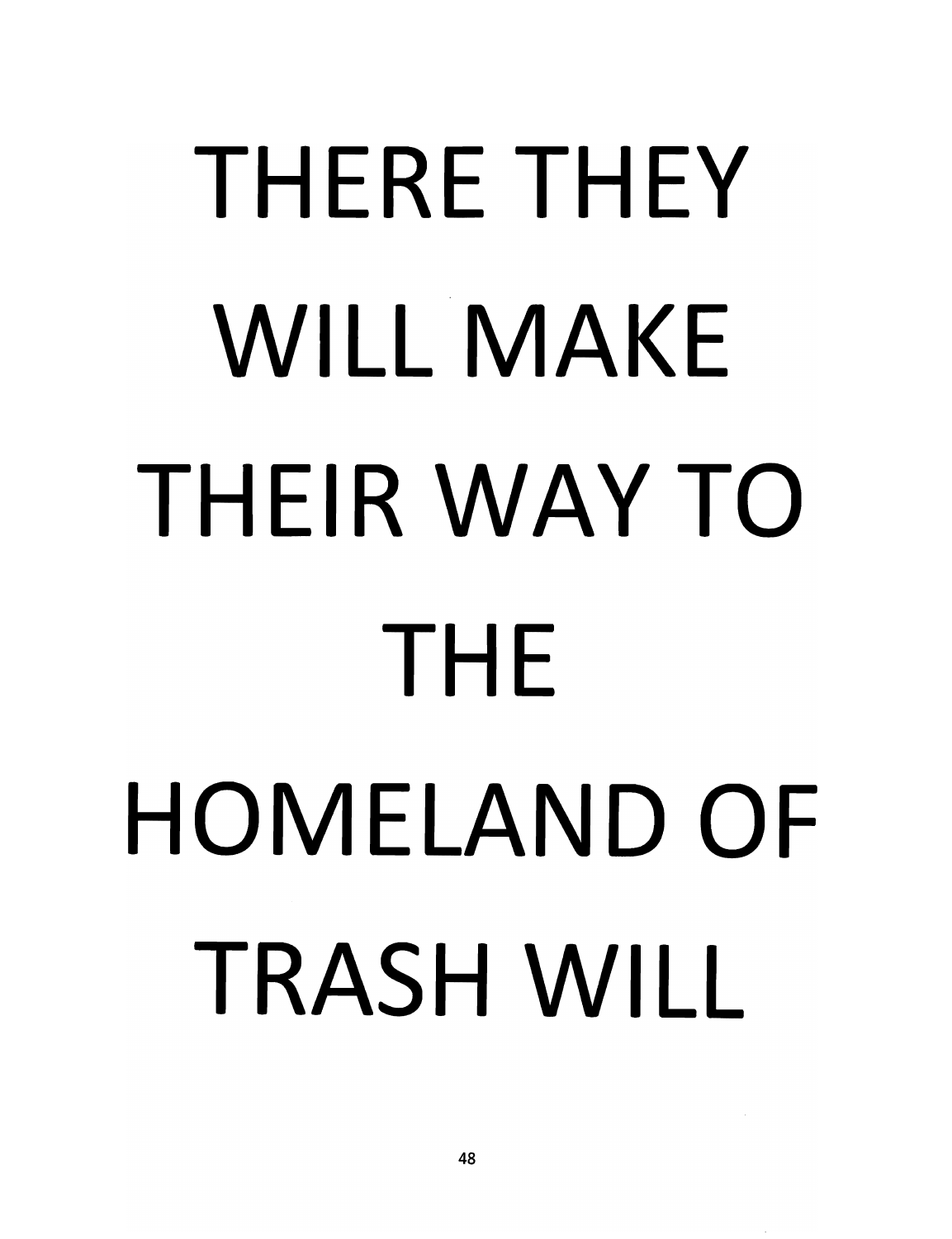THERE THEY WILL MAKE THEIR WAY TO THE HOMELAND OF TRASH WILL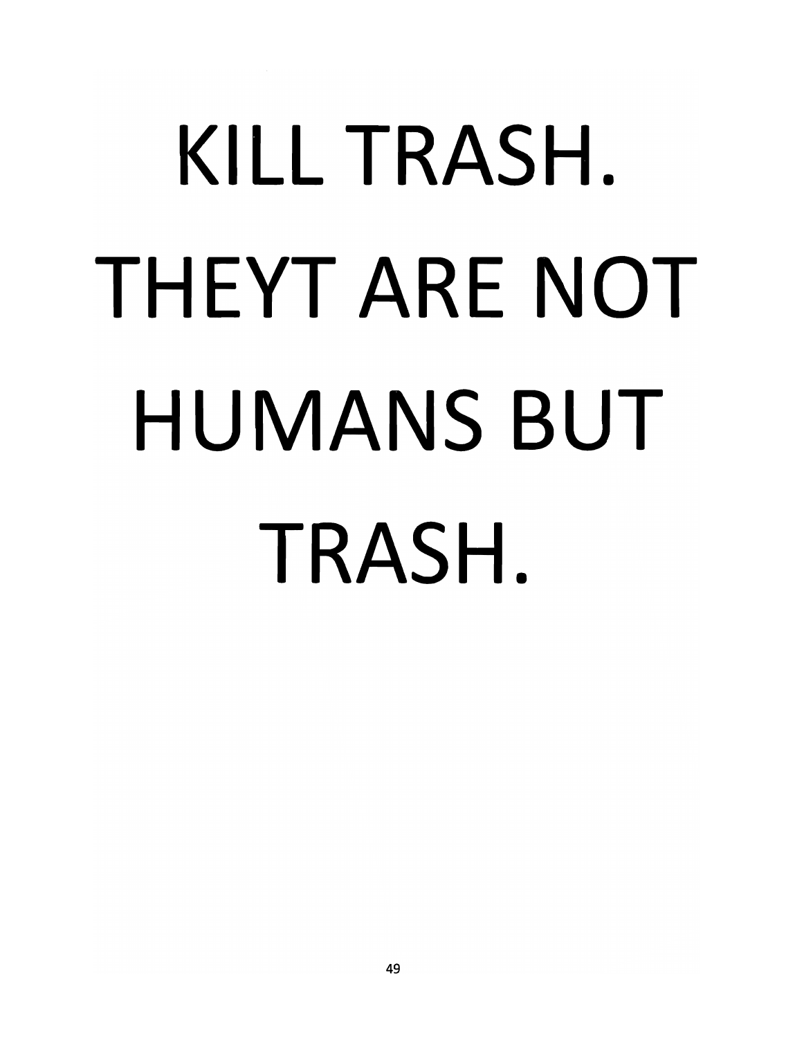# KILL TRASH. THEYT ARE NOT HUMANS BUT TRASH.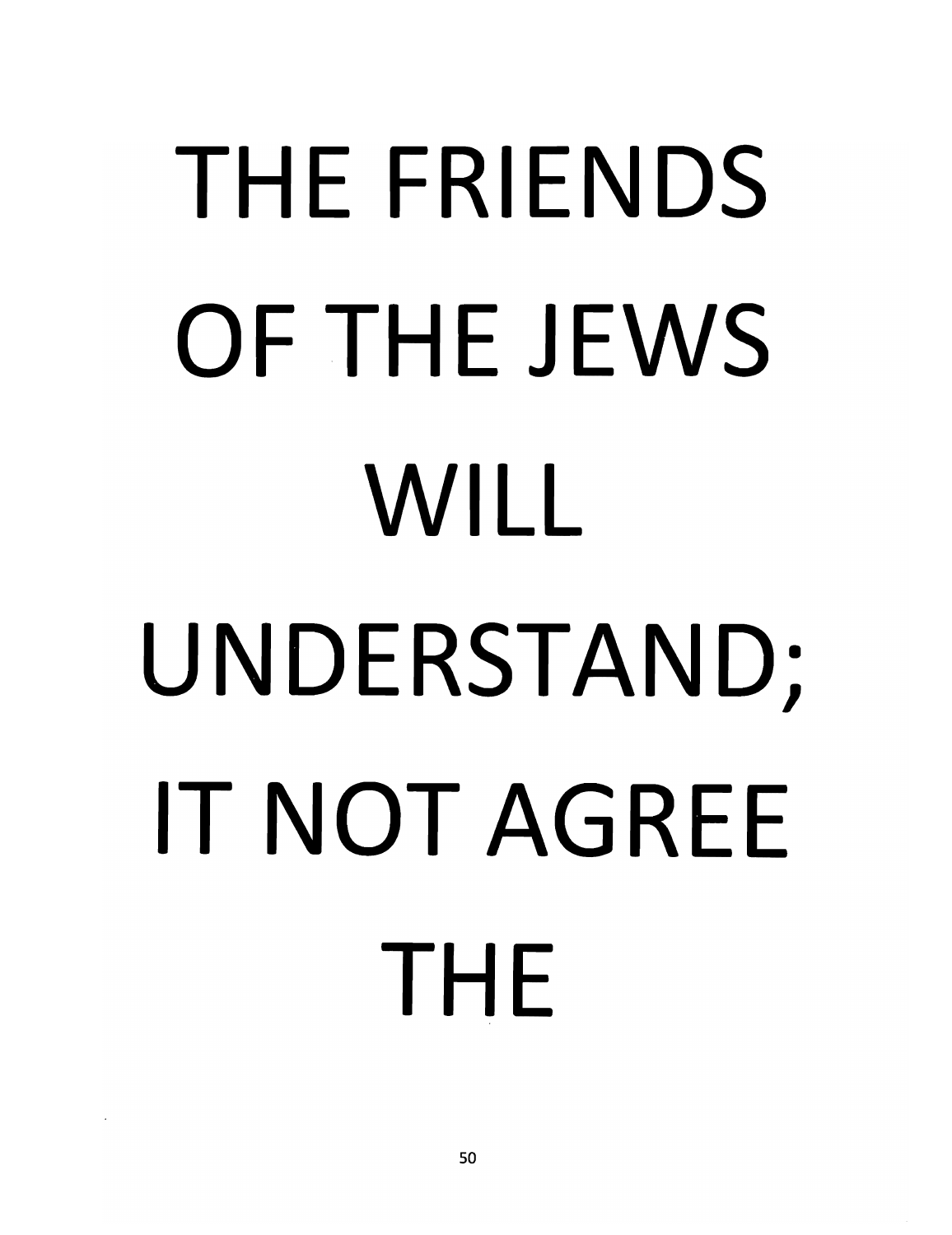THE FRIENDS OF THE JEWS WILL UNDERSTAND; IT NOT AGREE THE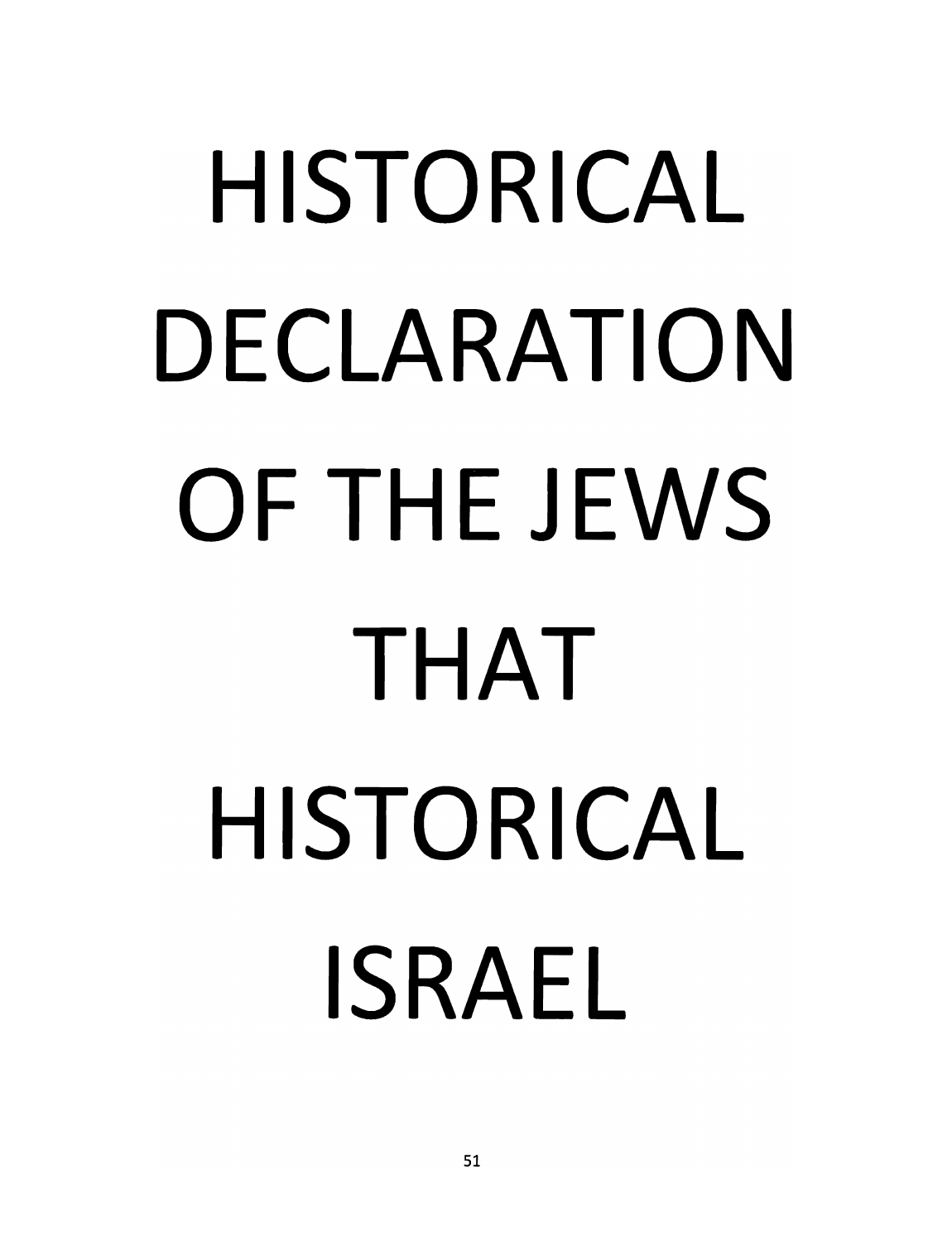# HISTORICAL DECLARATION OF THE JEWS THAT HISTORICAL ISRAEL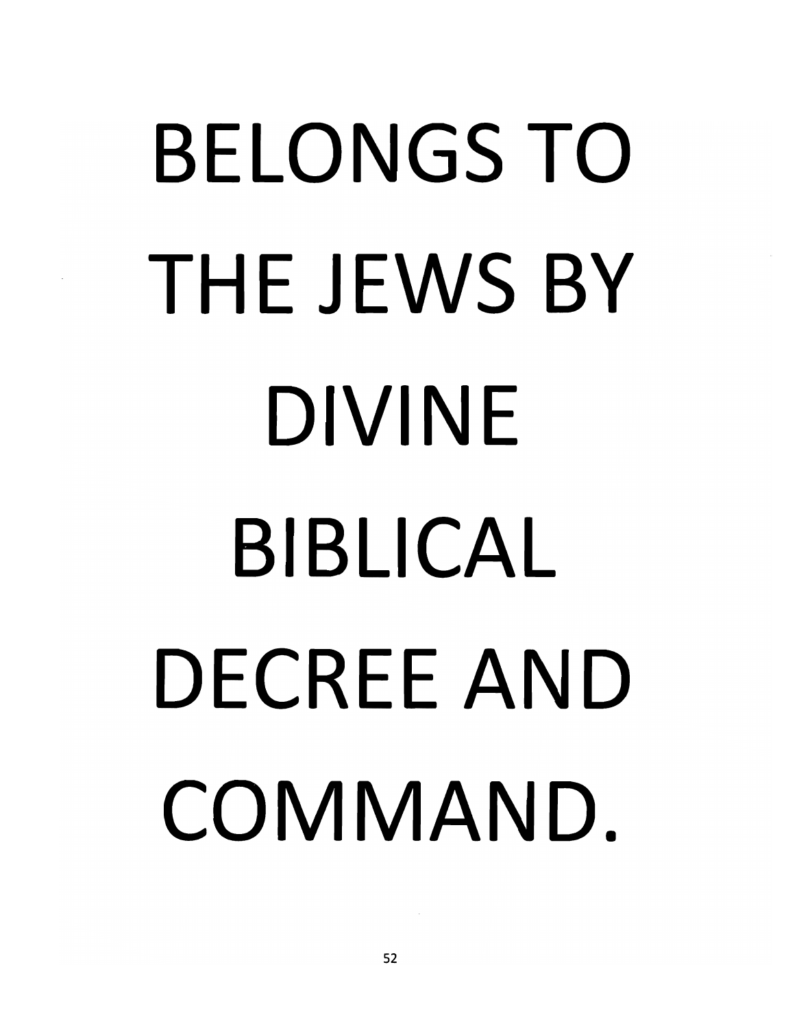BELONGS TO THE JEWS BY DIVINE BIBLICAL DECREE AND COMMAND.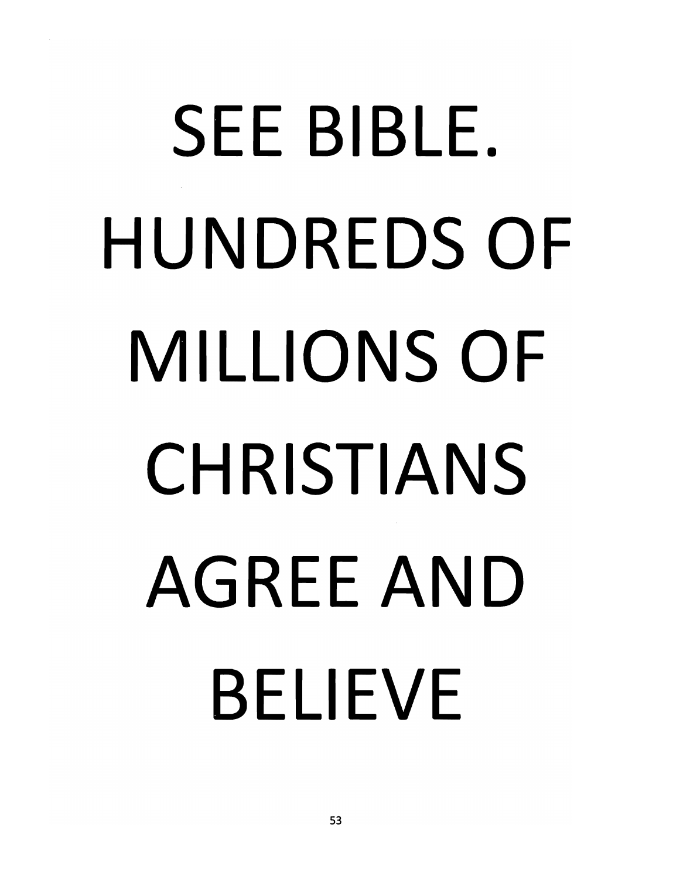SEE BIBLE. HUNDREDS OF MILLIONS OF CHRISTIANS AGREE AND BELIEVE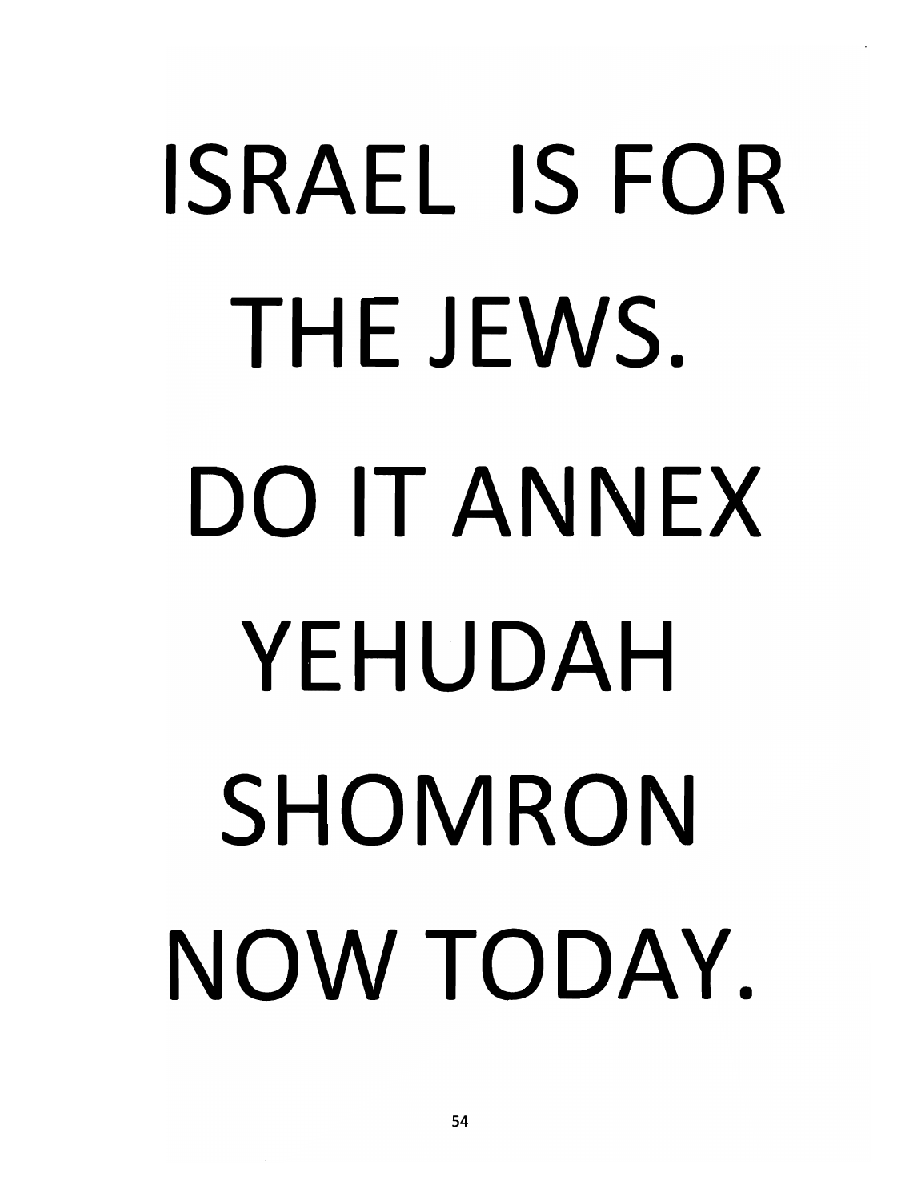ISRAEL IS FOR THE JEWS. DO IT ANNEX YEHUDAH SHOMRON NOW TODAY.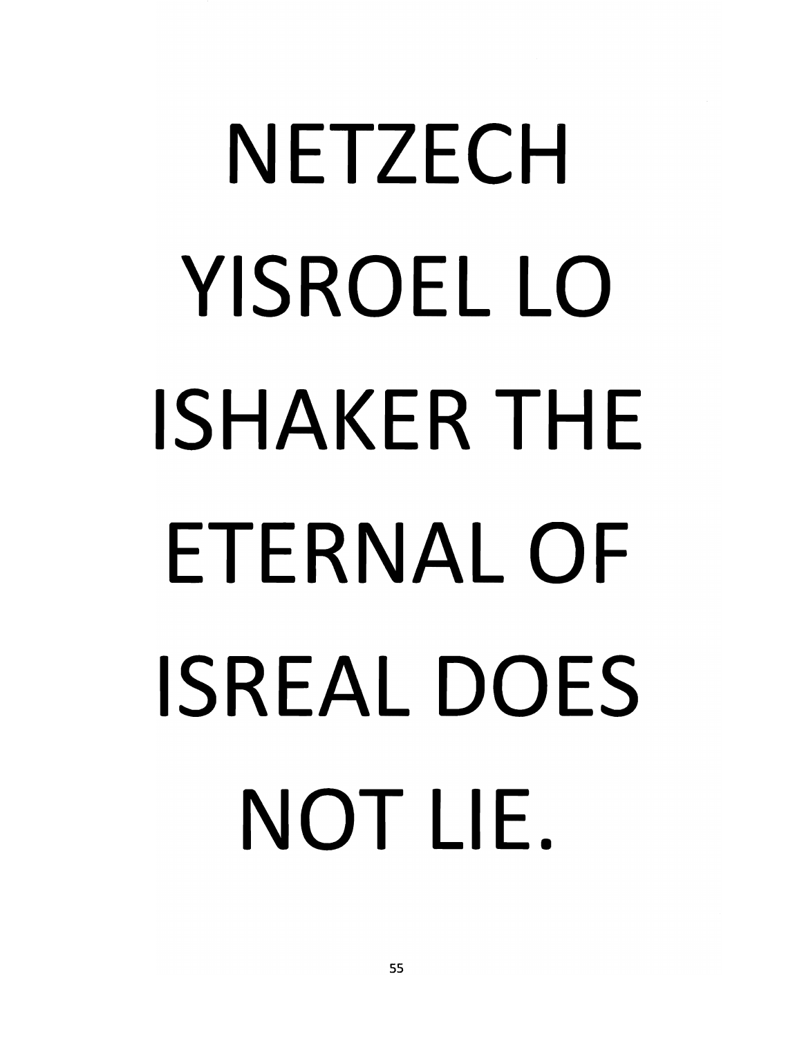NETZECH YISROEL LO ISHAKER THE ETERNAL OF ISREAL DOES NOT LIE.